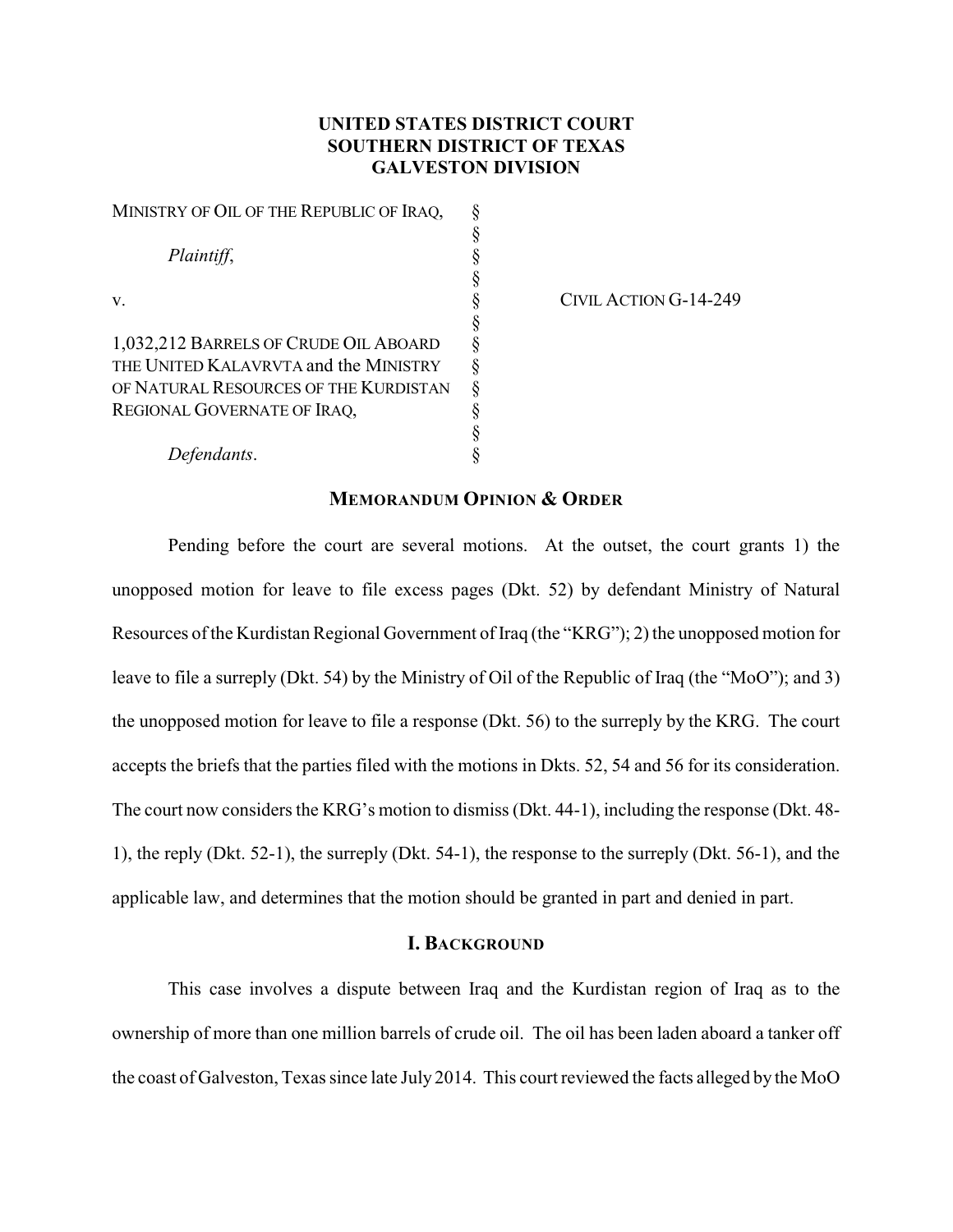**UNITED STATES DISTRICT COURT**
**SOUTHERN DISTRICT OF TEXAS**
**GALVESTON DIVISION**

| | | |
|---|---|---|
| MINISTRY OF OIL OF THE REPUBLIC OF IRAQ, | § | |
| | § | |
| *Plaintiff*, | § | |
| | § | |
| v. | § | CIVIL ACTION G-14-249 |
| | § | |
| 1,032,212 BARRELS OF CRUDE OIL ABOARD THE UNITED KALAVRVTA and the MINISTRY OF NATURAL RESOURCES OF THE KURDISTAN REGIONAL GOVERNATE OF IRAQ, | § | |
| | § | |
| *Defendants*. | § | |

## MEMORANDUM OPINION & ORDER

Pending before the court are several motions. At the outset, the court grants 1) the unopposed motion for leave to file excess pages (Dkt. 52) by defendant Ministry of Natural Resources of the Kurdistan Regional Government of Iraq (the "KRG"); 2) the unopposed motion for leave to file a surreply (Dkt. 54) by the Ministry of Oil of the Republic of Iraq (the "MoO"); and 3) the unopposed motion for leave to file a response (Dkt. 56) to the surreply by the KRG. The court accepts the briefs that the parties filed with the motions in Dkts. 52, 54 and 56 for its consideration. The court now considers the KRG's motion to dismiss (Dkt. 44-1), including the response (Dkt. 48-1), the reply (Dkt. 52-1), the surreply (Dkt. 54-1), the response to the surreply (Dkt. 56-1), and the applicable law, and determines that the motion should be granted in part and denied in part.

## I. BACKGROUND

This case involves a dispute between Iraq and the Kurdistan region of Iraq as to the ownership of more than one million barrels of crude oil. The oil has been laden aboard a tanker off the coast of Galveston, Texas since late July 2014. This court reviewed the facts alleged by the MoO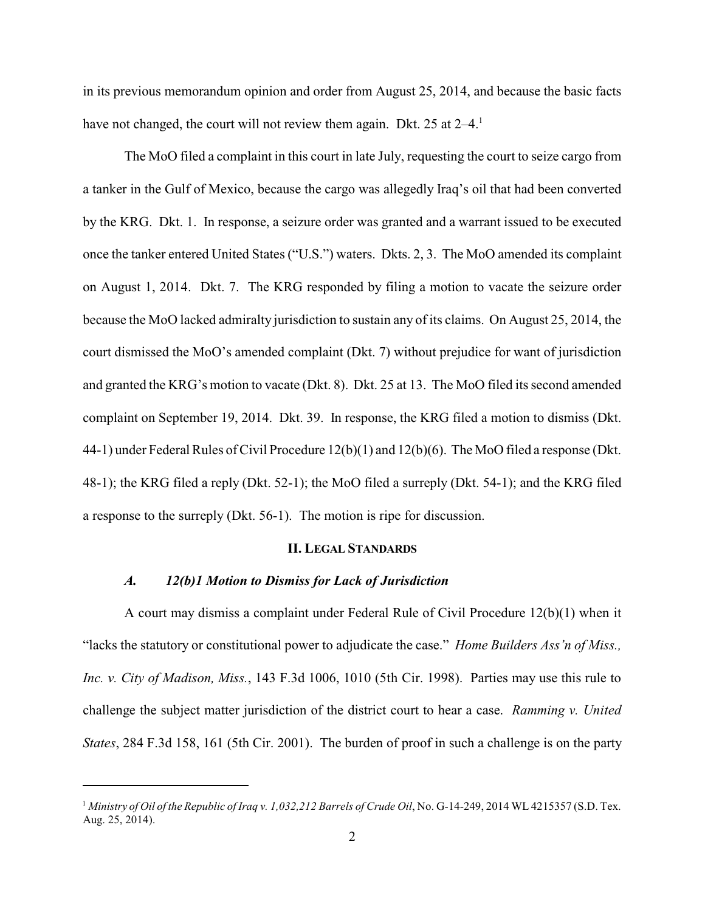in its previous memorandum opinion and order from August 25, 2014, and because the basic facts have not changed, the court will not review them again. Dkt. 25 at 2–4.[1]

The MoO filed a complaint in this court in late July, requesting the court to seize cargo from a tanker in the Gulf of Mexico, because the cargo was allegedly Iraq's oil that had been converted by the KRG. Dkt. 1. In response, a seizure order was granted and a warrant issued to be executed once the tanker entered United States ("U.S.") waters. Dkts. 2, 3. The MoO amended its complaint on August 1, 2014. Dkt. 7. The KRG responded by filing a motion to vacate the seizure order because the MoO lacked admiralty jurisdiction to sustain any of its claims. On August 25, 2014, the court dismissed the MoO's amended complaint (Dkt. 7) without prejudice for want of jurisdiction and granted the KRG's motion to vacate (Dkt. 8). Dkt. 25 at 13. The MoO filed its second amended complaint on September 19, 2014. Dkt. 39. In response, the KRG filed a motion to dismiss (Dkt. 44-1) under Federal Rules of Civil Procedure 12(b)(1) and 12(b)(6). The MoO filed a response (Dkt. 48-1); the KRG filed a reply (Dkt. 52-1); the MoO filed a surreply (Dkt. 54-1); and the KRG filed a response to the surreply (Dkt. 56-1). The motion is ripe for discussion.

## II. Legal Standards

### *A. 12(b)1 Motion to Dismiss for Lack of Jurisdiction*

A court may dismiss a complaint under Federal Rule of Civil Procedure 12(b)(1) when it "lacks the statutory or constitutional power to adjudicate the case." *Home Builders Ass'n of Miss., Inc. v. City of Madison, Miss.*, 143 F.3d 1006, 1010 (5th Cir. 1998). Parties may use this rule to challenge the subject matter jurisdiction of the district court to hear a case. *Ramming v. United States*, 284 F.3d 158, 161 (5th Cir. 2001). The burden of proof in such a challenge is on the party

[1] *Ministry of Oil of the Republic of Iraq v. 1,032,212 Barrels of Crude Oil*, No. G-14-249, 2014 WL 4215357 (S.D. Tex. Aug. 25, 2014).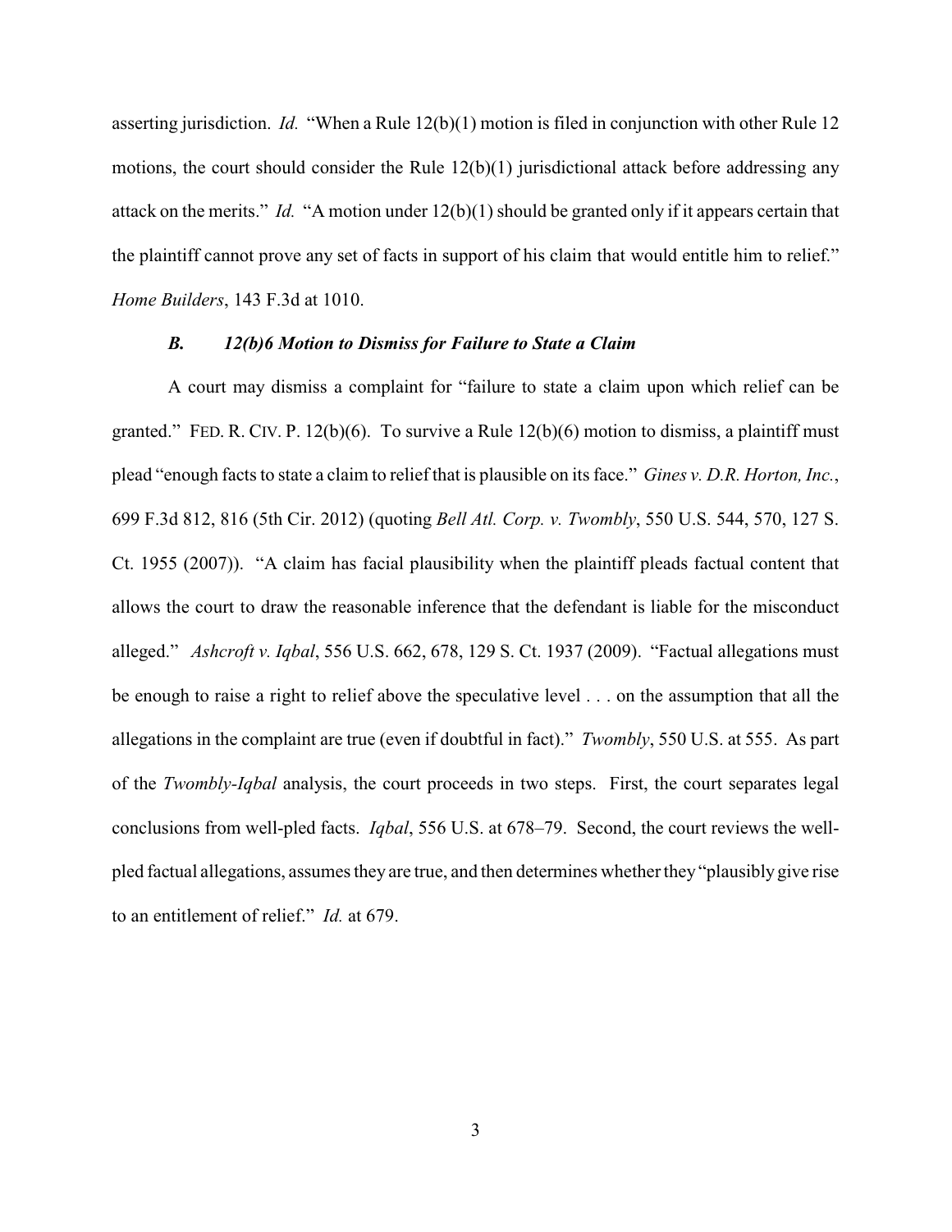asserting jurisdiction. *Id.* "When a Rule 12(b)(1) motion is filed in conjunction with other Rule 12 motions, the court should consider the Rule 12(b)(1) jurisdictional attack before addressing any attack on the merits." *Id.* "A motion under 12(b)(1) should be granted only if it appears certain that the plaintiff cannot prove any set of facts in support of his claim that would entitle him to relief." *Home Builders*, 143 F.3d at 1010.

### ***B. 12(b)6 Motion to Dismiss for Failure to State a Claim***

A court may dismiss a complaint for "failure to state a claim upon which relief can be granted." FED. R. CIV. P. 12(b)(6). To survive a Rule 12(b)(6) motion to dismiss, a plaintiff must plead "enough facts to state a claim to relief that is plausible on its face." *Gines v. D.R. Horton, Inc.*, 699 F.3d 812, 816 (5th Cir. 2012) (quoting *Bell Atl. Corp. v. Twombly*, 550 U.S. 544, 570, 127 S. Ct. 1955 (2007)). "A claim has facial plausibility when the plaintiff pleads factual content that allows the court to draw the reasonable inference that the defendant is liable for the misconduct alleged." *Ashcroft v. Iqbal*, 556 U.S. 662, 678, 129 S. Ct. 1937 (2009). "Factual allegations must be enough to raise a right to relief above the speculative level . . . on the assumption that all the allegations in the complaint are true (even if doubtful in fact)." *Twombly*, 550 U.S. at 555. As part of the *Twombly*-*Iqbal* analysis, the court proceeds in two steps. First, the court separates legal conclusions from well-pled facts. *Iqbal*, 556 U.S. at 678–79. Second, the court reviews the well-pled factual allegations, assumes they are true, and then determines whether they "plausibly give rise to an entitlement of relief." *Id.* at 679.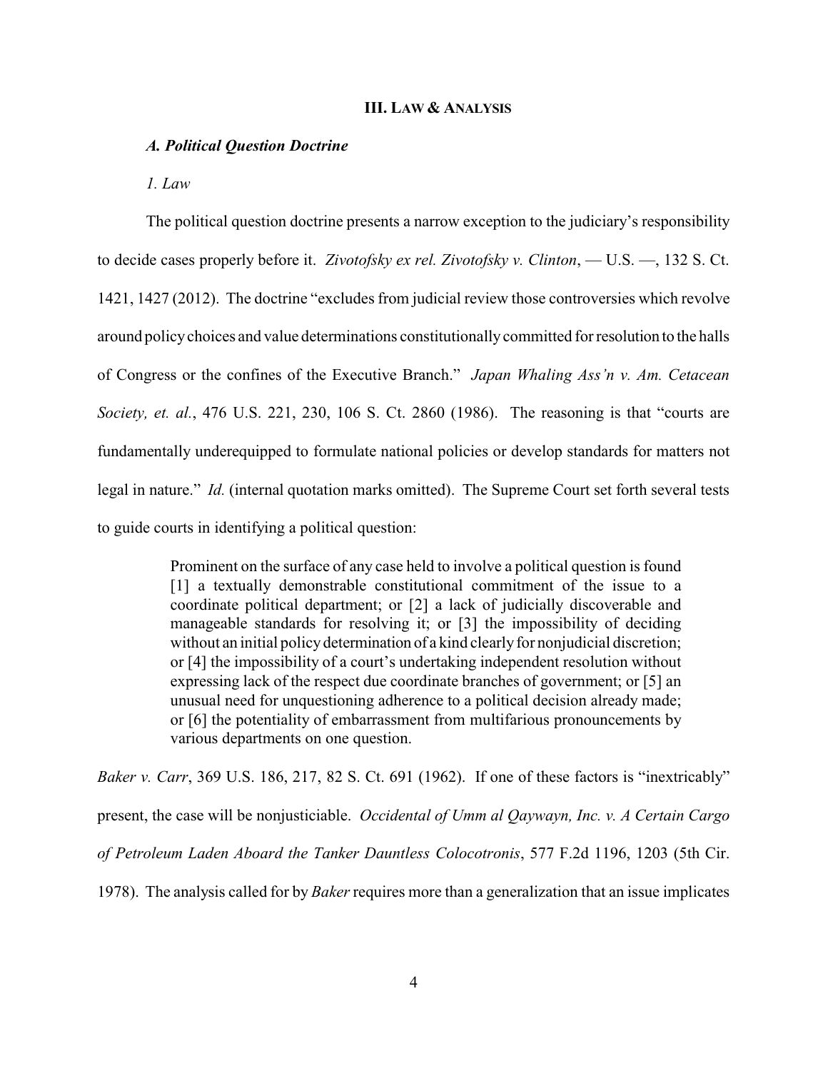### III. Law & Analysis

#### *A. Political Question Doctrine*

*1. Law*

The political question doctrine presents a narrow exception to the judiciary's responsibility to decide cases properly before it. *Zivotofsky ex rel. Zivotofsky v. Clinton*, — U.S. —, 132 S. Ct. 1421, 1427 (2012). The doctrine "excludes from judicial review those controversies which revolve around policy choices and value determinations constitutionally committed for resolution to the halls of Congress or the confines of the Executive Branch." *Japan Whaling Ass'n v. Am. Cetacean Society, et. al.*, 476 U.S. 221, 230, 106 S. Ct. 2860 (1986). The reasoning is that "courts are fundamentally underequipped to formulate national policies or develop standards for matters not legal in nature." *Id.* (internal quotation marks omitted). The Supreme Court set forth several tests to guide courts in identifying a political question:

> Prominent on the surface of any case held to involve a political question is found [1] a textually demonstrable constitutional commitment of the issue to a coordinate political department; or [2] a lack of judicially discoverable and manageable standards for resolving it; or [3] the impossibility of deciding without an initial policy determination of a kind clearly for nonjudicial discretion; or [4] the impossibility of a court's undertaking independent resolution without expressing lack of the respect due coordinate branches of government; or [5] an unusual need for unquestioning adherence to a political decision already made; or [6] the potentiality of embarrassment from multifarious pronouncements by various departments on one question.

*Baker v. Carr*, 369 U.S. 186, 217, 82 S. Ct. 691 (1962). If one of these factors is "inextricably" present, the case will be nonjusticiable. *Occidental of Umm al Qaywayn, Inc. v. A Certain Cargo of Petroleum Laden Aboard the Tanker Dauntless Colocotronis*, 577 F.2d 1196, 1203 (5th Cir. 1978). The analysis called for by *Baker* requires more than a generalization that an issue implicates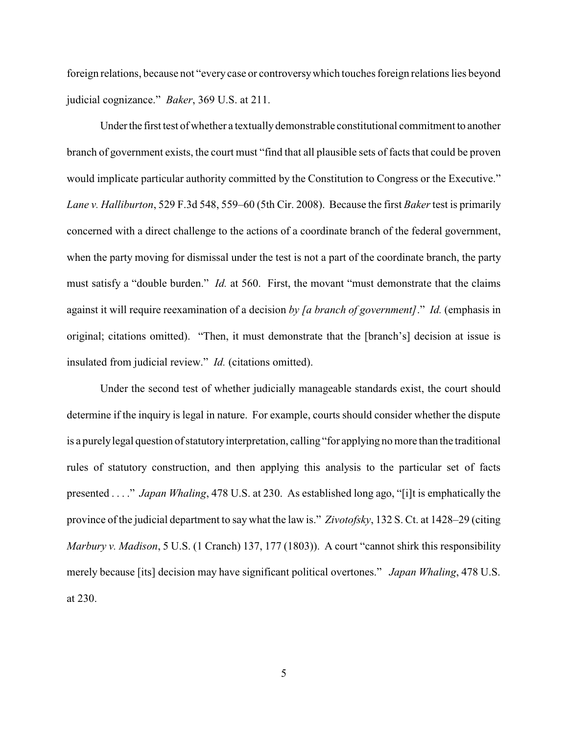foreign relations, because not "every case or controversy which touches foreign relations lies beyond judicial cognizance." *Baker*, 369 U.S. at 211.

Under the first test of whether a textually demonstrable constitutional commitment to another branch of government exists, the court must "find that all plausible sets of facts that could be proven would implicate particular authority committed by the Constitution to Congress or the Executive." *Lane v. Halliburton*, 529 F.3d 548, 559–60 (5th Cir. 2008). Because the first *Baker* test is primarily concerned with a direct challenge to the actions of a coordinate branch of the federal government, when the party moving for dismissal under the test is not a part of the coordinate branch, the party must satisfy a "double burden." *Id.* at 560. First, the movant "must demonstrate that the claims against it will require reexamination of a decision *by [a branch of government]*." *Id.* (emphasis in original; citations omitted). "Then, it must demonstrate that the [branch's] decision at issue is insulated from judicial review." *Id.* (citations omitted).

Under the second test of whether judicially manageable standards exist, the court should determine if the inquiry is legal in nature. For example, courts should consider whether the dispute is a purely legal question of statutory interpretation, calling "for applying no more than the traditional rules of statutory construction, and then applying this analysis to the particular set of facts presented . . . ." *Japan Whaling*, 478 U.S. at 230. As established long ago, "[i]t is emphatically the province of the judicial department to say what the law is." *Zivotofsky*, 132 S. Ct. at 1428–29 (citing *Marbury v. Madison*, 5 U.S. (1 Cranch) 137, 177 (1803)). A court "cannot shirk this responsibility merely because [its] decision may have significant political overtones." *Japan Whaling*, 478 U.S. at 230.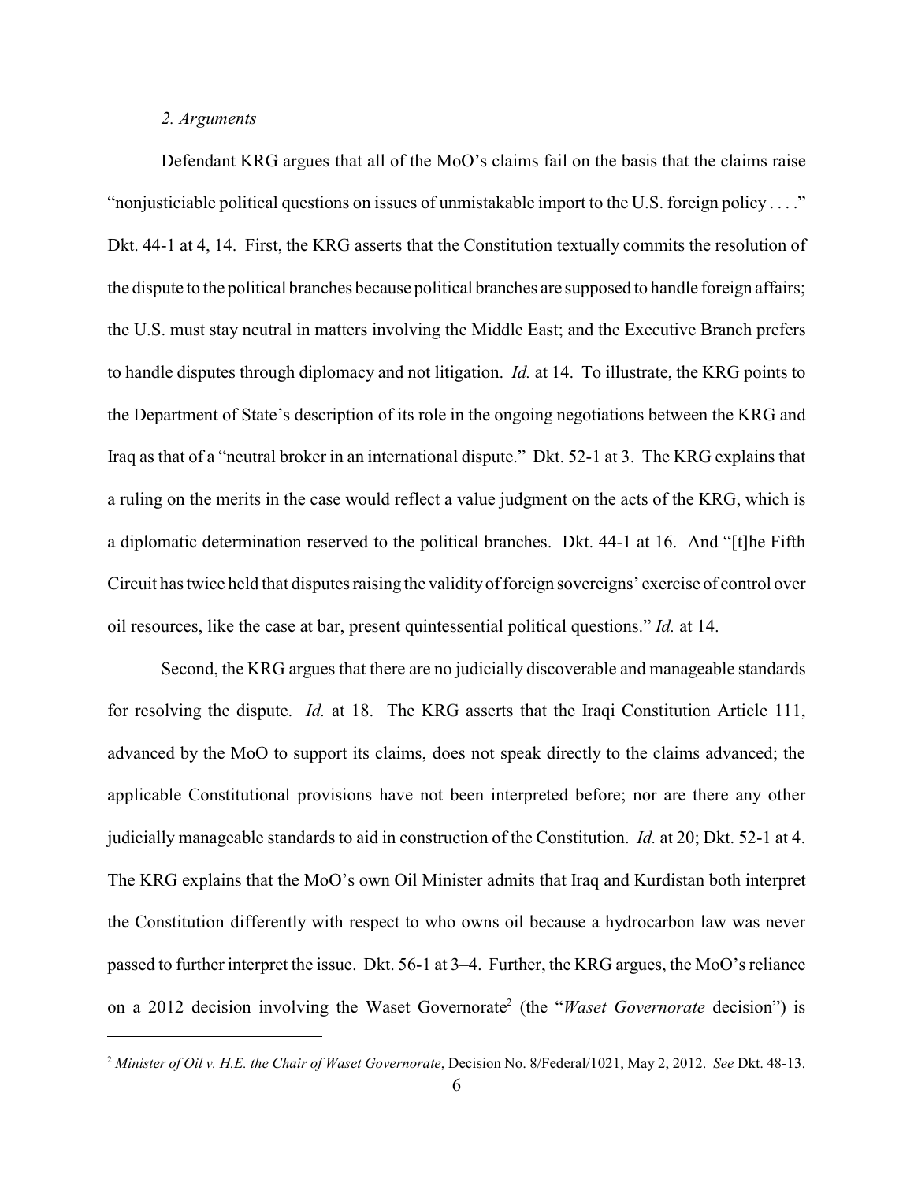*2. Arguments*

Defendant KRG argues that all of the MoO's claims fail on the basis that the claims raise "nonjusticiable political questions on issues of unmistakable import to the U.S. foreign policy . . . ." Dkt. 44-1 at 4, 14. First, the KRG asserts that the Constitution textually commits the resolution of the dispute to the political branches because political branches are supposed to handle foreign affairs; the U.S. must stay neutral in matters involving the Middle East; and the Executive Branch prefers to handle disputes through diplomacy and not litigation. *Id.* at 14. To illustrate, the KRG points to the Department of State's description of its role in the ongoing negotiations between the KRG and Iraq as that of a "neutral broker in an international dispute." Dkt. 52-1 at 3. The KRG explains that a ruling on the merits in the case would reflect a value judgment on the acts of the KRG, which is a diplomatic determination reserved to the political branches. Dkt. 44-1 at 16. And "[t]he Fifth Circuit has twice held that disputes raising the validity of foreign sovereigns' exercise of control over oil resources, like the case at bar, present quintessential political questions." *Id.* at 14.

Second, the KRG argues that there are no judicially discoverable and manageable standards for resolving the dispute. *Id.* at 18. The KRG asserts that the Iraqi Constitution Article 111, advanced by the MoO to support its claims, does not speak directly to the claims advanced; the applicable Constitutional provisions have not been interpreted before; nor are there any other judicially manageable standards to aid in construction of the Constitution. *Id.* at 20; Dkt. 52-1 at 4. The KRG explains that the MoO's own Oil Minister admits that Iraq and Kurdistan both interpret the Constitution differently with respect to who owns oil because a hydrocarbon law was never passed to further interpret the issue. Dkt. 56-1 at 3–4. Further, the KRG argues, the MoO's reliance on a 2012 decision involving the Waset Governorate[2] (the "*Waset Governorate* decision") is

[2] *Minister of Oil v. H.E. the Chair of Waset Governorate*, Decision No. 8/Federal/1021, May 2, 2012. *See* Dkt. 48-13.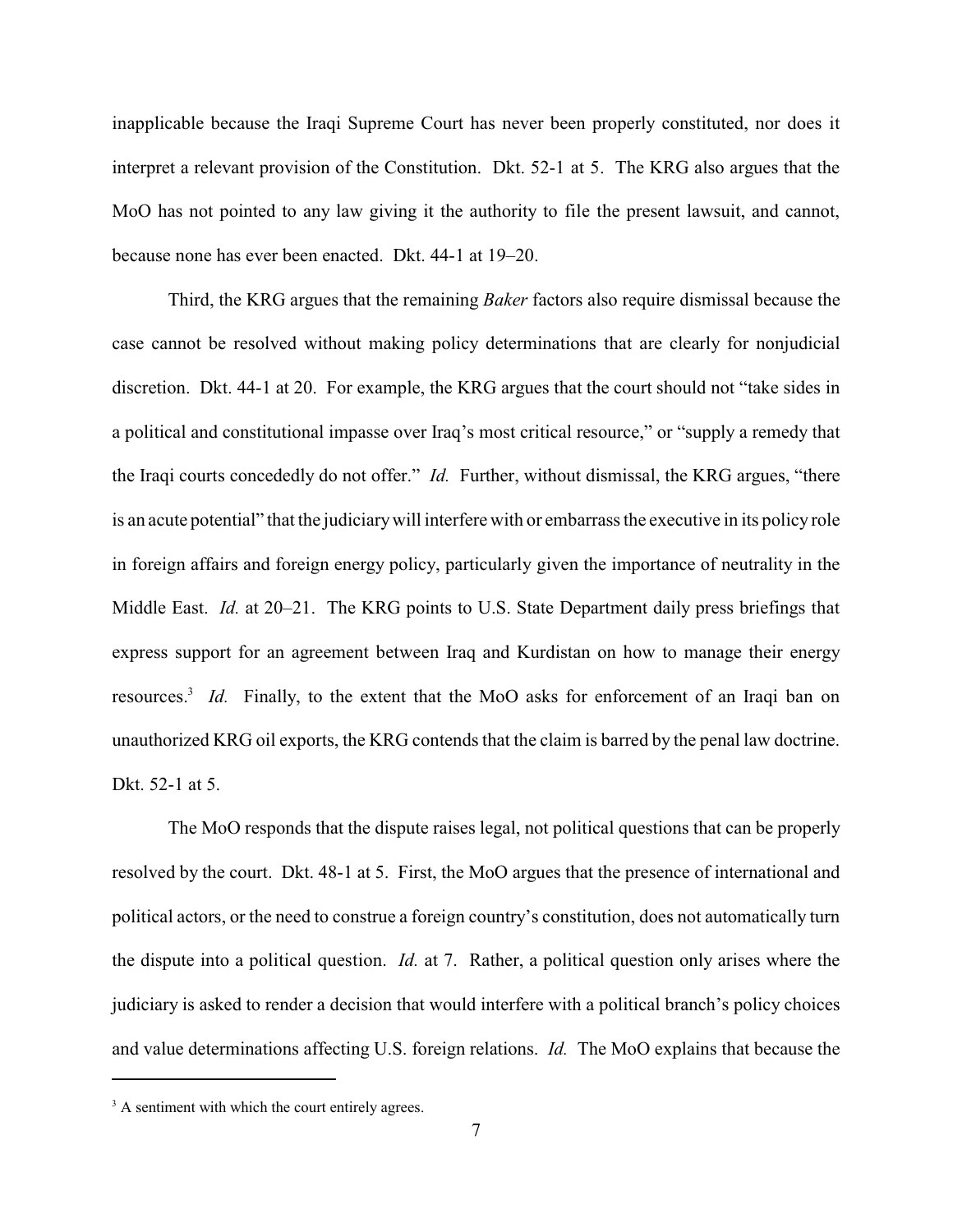inapplicable because the Iraqi Supreme Court has never been properly constituted, nor does it interpret a relevant provision of the Constitution. Dkt. 52-1 at 5. The KRG also argues that the MoO has not pointed to any law giving it the authority to file the present lawsuit, and cannot, because none has ever been enacted. Dkt. 44-1 at 19–20.

Third, the KRG argues that the remaining *Baker* factors also require dismissal because the case cannot be resolved without making policy determinations that are clearly for nonjudicial discretion. Dkt. 44-1 at 20. For example, the KRG argues that the court should not "take sides in a political and constitutional impasse over Iraq's most critical resource," or "supply a remedy that the Iraqi courts concededly do not offer." *Id.* Further, without dismissal, the KRG argues, "there is an acute potential" that the judiciary will interfere with or embarrass the executive in its policy role in foreign affairs and foreign energy policy, particularly given the importance of neutrality in the Middle East. *Id.* at 20–21. The KRG points to U.S. State Department daily press briefings that express support for an agreement between Iraq and Kurdistan on how to manage their energy resources.[3] *Id.* Finally, to the extent that the MoO asks for enforcement of an Iraqi ban on unauthorized KRG oil exports, the KRG contends that the claim is barred by the penal law doctrine. Dkt. 52-1 at 5.

The MoO responds that the dispute raises legal, not political questions that can be properly resolved by the court. Dkt. 48-1 at 5. First, the MoO argues that the presence of international and political actors, or the need to construe a foreign country's constitution, does not automatically turn the dispute into a political question. *Id.* at 7. Rather, a political question only arises where the judiciary is asked to render a decision that would interfere with a political branch's policy choices and value determinations affecting U.S. foreign relations. *Id.* The MoO explains that because the

---

[3] A sentiment with which the court entirely agrees.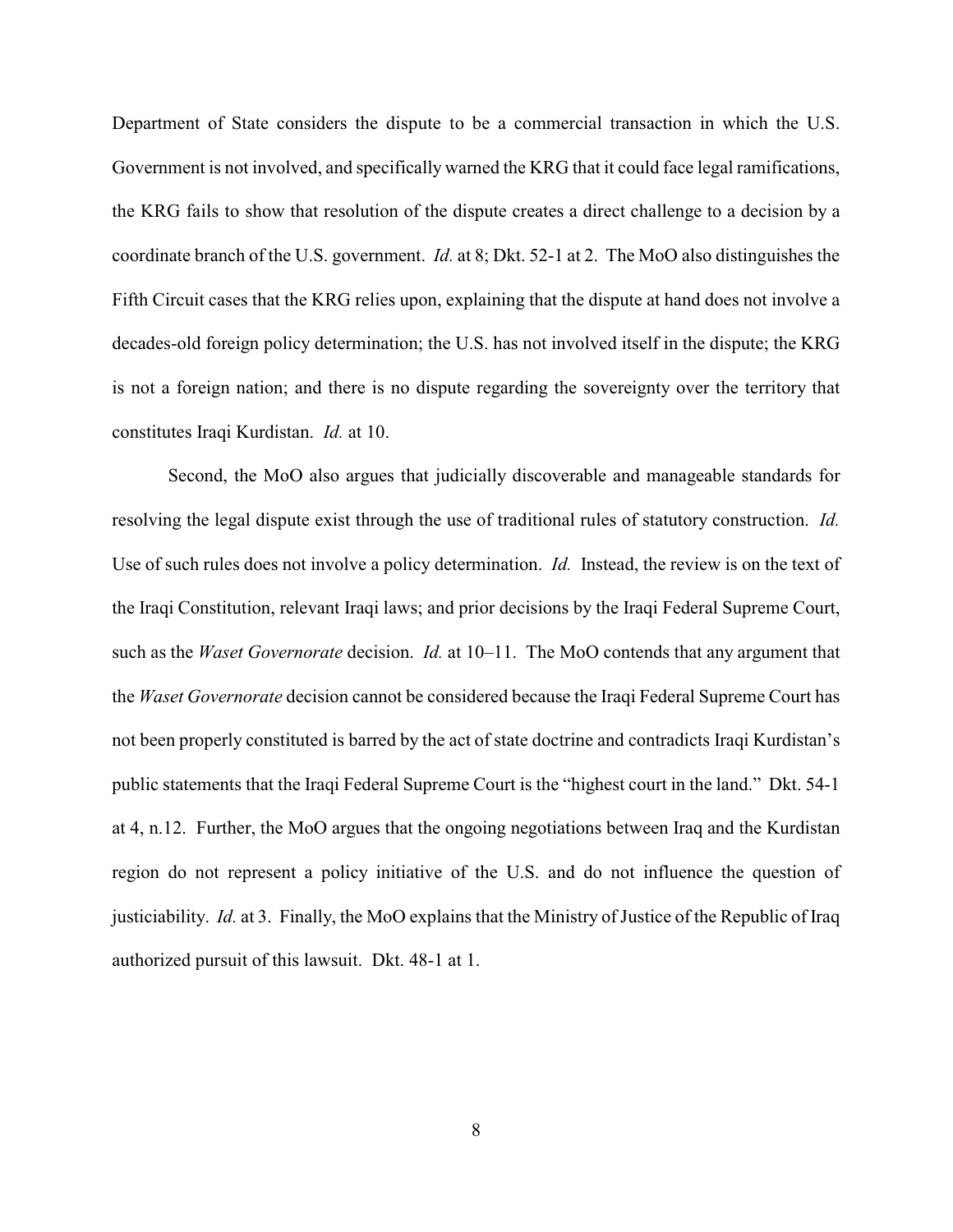Department of State considers the dispute to be a commercial transaction in which the U.S. Government is not involved, and specifically warned the KRG that it could face legal ramifications, the KRG fails to show that resolution of the dispute creates a direct challenge to a decision by a coordinate branch of the U.S. government. *Id.* at 8; Dkt. 52-1 at 2. The MoO also distinguishes the Fifth Circuit cases that the KRG relies upon, explaining that the dispute at hand does not involve a decades-old foreign policy determination; the U.S. has not involved itself in the dispute; the KRG is not a foreign nation; and there is no dispute regarding the sovereignty over the territory that constitutes Iraqi Kurdistan. *Id.* at 10.

Second, the MoO also argues that judicially discoverable and manageable standards for resolving the legal dispute exist through the use of traditional rules of statutory construction. *Id.* Use of such rules does not involve a policy determination. *Id.* Instead, the review is on the text of the Iraqi Constitution, relevant Iraqi laws; and prior decisions by the Iraqi Federal Supreme Court, such as the *Waset Governorate* decision. *Id.* at 10–11. The MoO contends that any argument that the *Waset Governorate* decision cannot be considered because the Iraqi Federal Supreme Court has not been properly constituted is barred by the act of state doctrine and contradicts Iraqi Kurdistan's public statements that the Iraqi Federal Supreme Court is the "highest court in the land." Dkt. 54-1 at 4, n.12. Further, the MoO argues that the ongoing negotiations between Iraq and the Kurdistan region do not represent a policy initiative of the U.S. and do not influence the question of justiciability. *Id.* at 3. Finally, the MoO explains that the Ministry of Justice of the Republic of Iraq authorized pursuit of this lawsuit. Dkt. 48-1 at 1.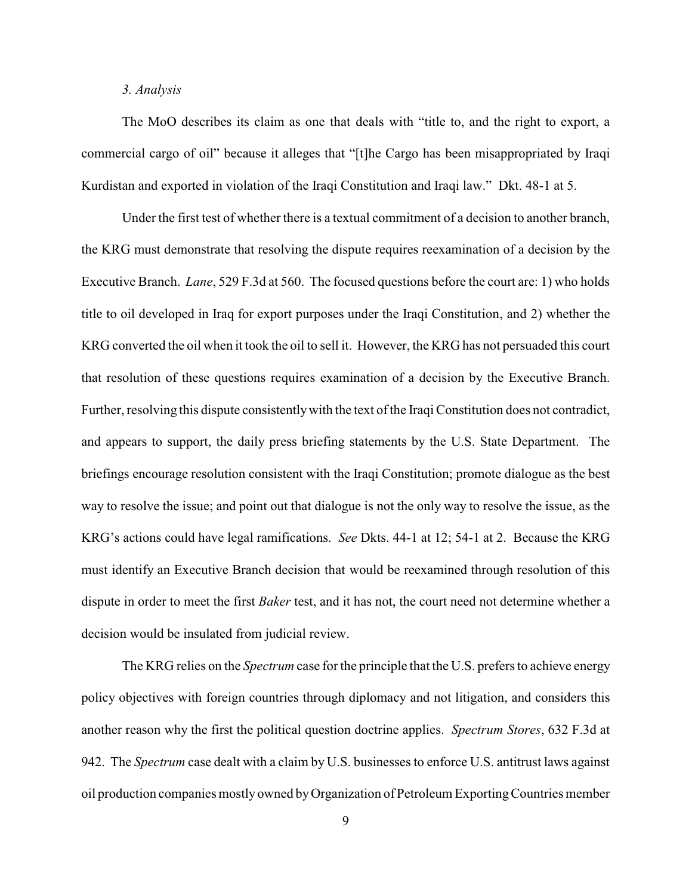*3. Analysis*

The MoO describes its claim as one that deals with "title to, and the right to export, a commercial cargo of oil" because it alleges that "[t]he Cargo has been misappropriated by Iraqi Kurdistan and exported in violation of the Iraqi Constitution and Iraqi law." Dkt. 48-1 at 5.

Under the first test of whether there is a textual commitment of a decision to another branch, the KRG must demonstrate that resolving the dispute requires reexamination of a decision by the Executive Branch. *Lane*, 529 F.3d at 560. The focused questions before the court are: 1) who holds title to oil developed in Iraq for export purposes under the Iraqi Constitution, and 2) whether the KRG converted the oil when it took the oil to sell it. However, the KRG has not persuaded this court that resolution of these questions requires examination of a decision by the Executive Branch. Further, resolving this dispute consistently with the text of the Iraqi Constitution does not contradict, and appears to support, the daily press briefing statements by the U.S. State Department. The briefings encourage resolution consistent with the Iraqi Constitution; promote dialogue as the best way to resolve the issue; and point out that dialogue is not the only way to resolve the issue, as the KRG's actions could have legal ramifications. *See* Dkts. 44-1 at 12; 54-1 at 2. Because the KRG must identify an Executive Branch decision that would be reexamined through resolution of this dispute in order to meet the first *Baker* test, and it has not, the court need not determine whether a decision would be insulated from judicial review.

The KRG relies on the *Spectrum* case for the principle that the U.S. prefers to achieve energy policy objectives with foreign countries through diplomacy and not litigation, and considers this another reason why the first the political question doctrine applies. *Spectrum Stores*, 632 F.3d at 942. The *Spectrum* case dealt with a claim by U.S. businesses to enforce U.S. antitrust laws against oil production companies mostly owned by Organization of Petroleum Exporting Countries member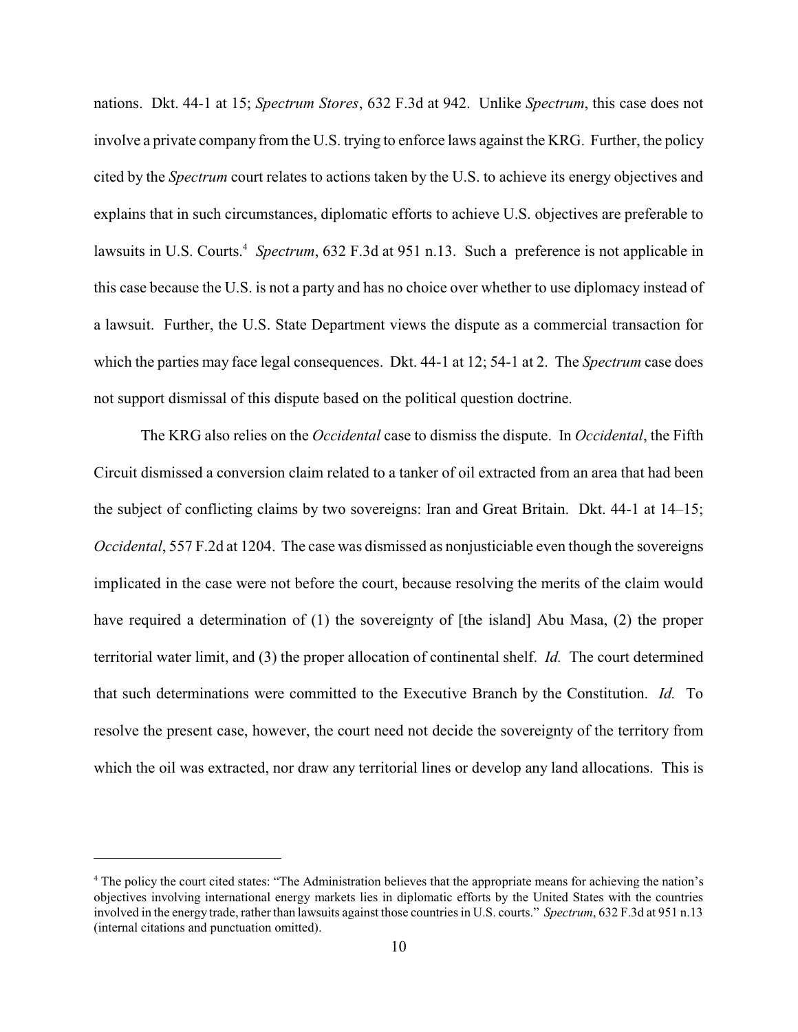nations. Dkt. 44-1 at 15; *Spectrum Stores*, 632 F.3d at 942. Unlike *Spectrum*, this case does not involve a private company from the U.S. trying to enforce laws against the KRG. Further, the policy cited by the *Spectrum* court relates to actions taken by the U.S. to achieve its energy objectives and explains that in such circumstances, diplomatic efforts to achieve U.S. objectives are preferable to lawsuits in U.S. Courts.[4] *Spectrum*, 632 F.3d at 951 n.13. Such a preference is not applicable in this case because the U.S. is not a party and has no choice over whether to use diplomacy instead of a lawsuit. Further, the U.S. State Department views the dispute as a commercial transaction for which the parties may face legal consequences. Dkt. 44-1 at 12; 54-1 at 2. The *Spectrum* case does not support dismissal of this dispute based on the political question doctrine.

The KRG also relies on the *Occidental* case to dismiss the dispute. In *Occidental*, the Fifth Circuit dismissed a conversion claim related to a tanker of oil extracted from an area that had been the subject of conflicting claims by two sovereigns: Iran and Great Britain. Dkt. 44-1 at 14–15; *Occidental*, 557 F.2d at 1204. The case was dismissed as nonjusticiable even though the sovereigns implicated in the case were not before the court, because resolving the merits of the claim would have required a determination of (1) the sovereignty of [the island] Abu Masa, (2) the proper territorial water limit, and (3) the proper allocation of continental shelf. *Id.* The court determined that such determinations were committed to the Executive Branch by the Constitution. *Id.* To resolve the present case, however, the court need not decide the sovereignty of the territory from which the oil was extracted, nor draw any territorial lines or develop any land allocations. This is

---

[4] The policy the court cited states: "The Administration believes that the appropriate means for achieving the nation's objectives involving international energy markets lies in diplomatic efforts by the United States with the countries involved in the energy trade, rather than lawsuits against those countries in U.S. courts." *Spectrum*, 632 F.3d at 951 n.13 (internal citations and punctuation omitted).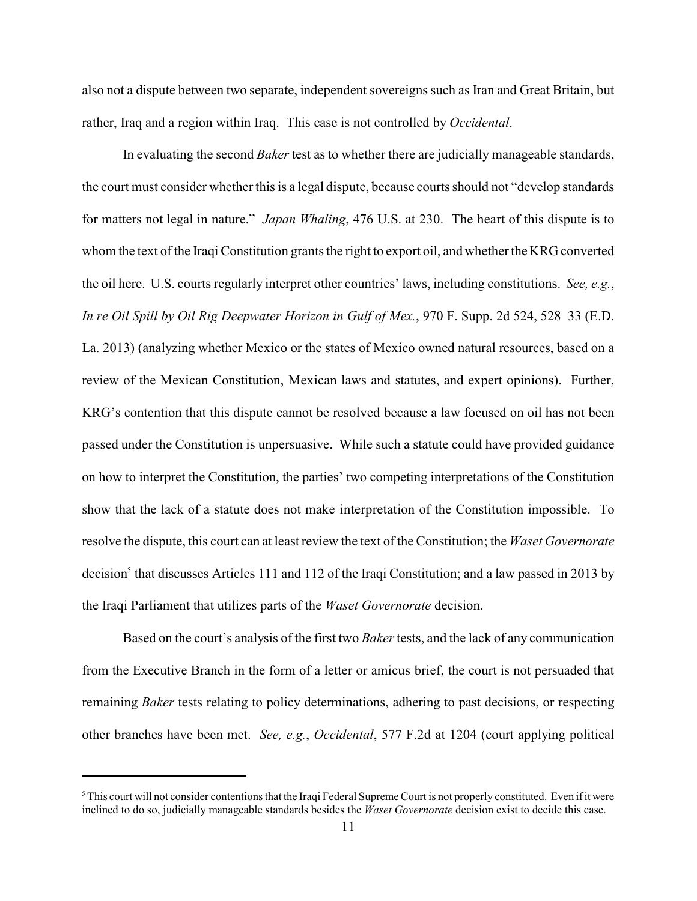also not a dispute between two separate, independent sovereigns such as Iran and Great Britain, but rather, Iraq and a region within Iraq. This case is not controlled by *Occidental*.

In evaluating the second *Baker* test as to whether there are judicially manageable standards, the court must consider whether this is a legal dispute, because courts should not "develop standards for matters not legal in nature." *Japan Whaling*, 476 U.S. at 230. The heart of this dispute is to whom the text of the Iraqi Constitution grants the right to export oil, and whether the KRG converted the oil here. U.S. courts regularly interpret other countries' laws, including constitutions. *See, e.g.*, *In re Oil Spill by Oil Rig Deepwater Horizon in Gulf of Mex.*, 970 F. Supp. 2d 524, 528–33 (E.D. La. 2013) (analyzing whether Mexico or the states of Mexico owned natural resources, based on a review of the Mexican Constitution, Mexican laws and statutes, and expert opinions). Further, KRG's contention that this dispute cannot be resolved because a law focused on oil has not been passed under the Constitution is unpersuasive. While such a statute could have provided guidance on how to interpret the Constitution, the parties' two competing interpretations of the Constitution show that the lack of a statute does not make interpretation of the Constitution impossible. To resolve the dispute, this court can at least review the text of the Constitution; the *Waset Governorate* decision[5] that discusses Articles 111 and 112 of the Iraqi Constitution; and a law passed in 2013 by the Iraqi Parliament that utilizes parts of the *Waset Governorate* decision.

Based on the court's analysis of the first two *Baker* tests, and the lack of any communication from the Executive Branch in the form of a letter or amicus brief, the court is not persuaded that remaining *Baker* tests relating to policy determinations, adhering to past decisions, or respecting other branches have been met. *See, e.g.*, *Occidental*, 577 F.2d at 1204 (court applying political

---

[5] This court will not consider contentions that the Iraqi Federal Supreme Court is not properly constituted. Even if it were inclined to do so, judicially manageable standards besides the *Waset Governorate* decision exist to decide this case.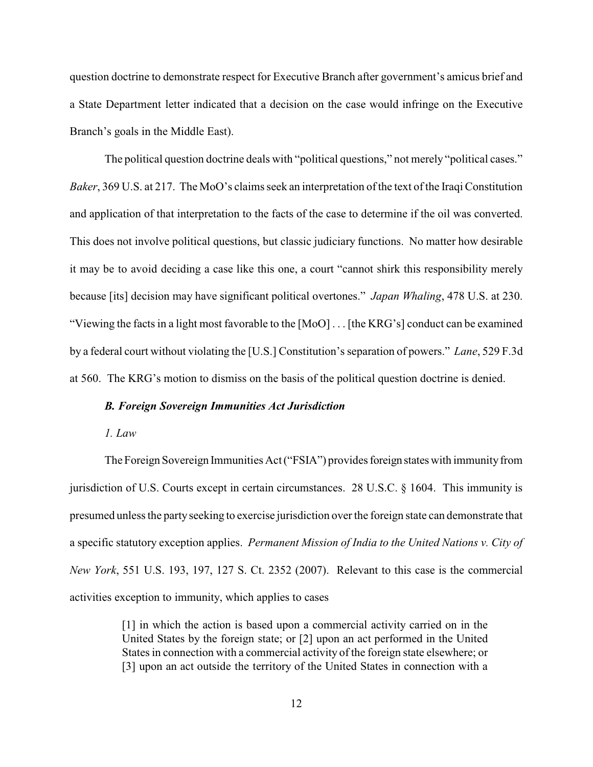question doctrine to demonstrate respect for Executive Branch after government's amicus brief and a State Department letter indicated that a decision on the case would infringe on the Executive Branch's goals in the Middle East).

The political question doctrine deals with "political questions," not merely "political cases." *Baker*, 369 U.S. at 217. The MoO's claims seek an interpretation of the text of the Iraqi Constitution and application of that interpretation to the facts of the case to determine if the oil was converted. This does not involve political questions, but classic judiciary functions. No matter how desirable it may be to avoid deciding a case like this one, a court "cannot shirk this responsibility merely because [its] decision may have significant political overtones." *Japan Whaling*, 478 U.S. at 230. "Viewing the facts in a light most favorable to the [MoO] . . . [the KRG's] conduct can be examined by a federal court without violating the [U.S.] Constitution's separation of powers." *Lane*, 529 F.3d at 560. The KRG's motion to dismiss on the basis of the political question doctrine is denied.

### *B. Foreign Sovereign Immunities Act Jurisdiction*

#### *1. Law*

The Foreign Sovereign Immunities Act ("FSIA") provides foreign states with immunity from jurisdiction of U.S. Courts except in certain circumstances. 28 U.S.C. § 1604. This immunity is presumed unless the party seeking to exercise jurisdiction over the foreign state can demonstrate that a specific statutory exception applies. *Permanent Mission of India to the United Nations v. City of New York*, 551 U.S. 193, 197, 127 S. Ct. 2352 (2007). Relevant to this case is the commercial activities exception to immunity, which applies to cases

> [1] in which the action is based upon a commercial activity carried on in the United States by the foreign state; or [2] upon an act performed in the United States in connection with a commercial activity of the foreign state elsewhere; or [3] upon an act outside the territory of the United States in connection with a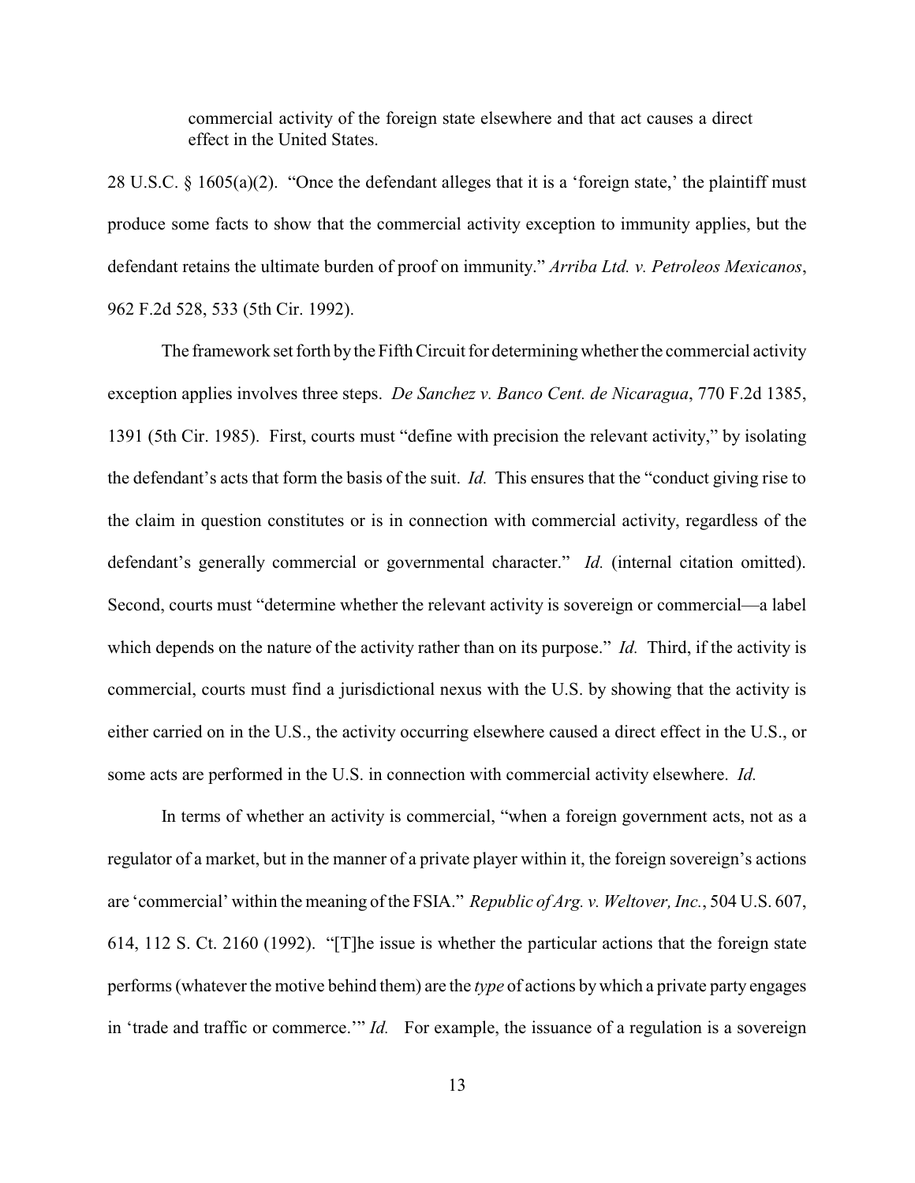> commercial activity of the foreign state elsewhere and that act causes a direct effect in the United States.

28 U.S.C. § 1605(a)(2). "Once the defendant alleges that it is a 'foreign state,' the plaintiff must produce some facts to show that the commercial activity exception to immunity applies, but the defendant retains the ultimate burden of proof on immunity." *Arriba Ltd. v. Petroleos Mexicanos*, 962 F.2d 528, 533 (5th Cir. 1992).

The framework set forth by the Fifth Circuit for determining whether the commercial activity exception applies involves three steps. *De Sanchez v. Banco Cent. de Nicaragua*, 770 F.2d 1385, 1391 (5th Cir. 1985). First, courts must "define with precision the relevant activity," by isolating the defendant's acts that form the basis of the suit. *Id.* This ensures that the "conduct giving rise to the claim in question constitutes or is in connection with commercial activity, regardless of the defendant's generally commercial or governmental character." *Id.* (internal citation omitted). Second, courts must "determine whether the relevant activity is sovereign or commercial—a label which depends on the nature of the activity rather than on its purpose." *Id.* Third, if the activity is commercial, courts must find a jurisdictional nexus with the U.S. by showing that the activity is either carried on in the U.S., the activity occurring elsewhere caused a direct effect in the U.S., or some acts are performed in the U.S. in connection with commercial activity elsewhere. *Id.*

In terms of whether an activity is commercial, "when a foreign government acts, not as a regulator of a market, but in the manner of a private player within it, the foreign sovereign's actions are 'commercial' within the meaning of the FSIA." *Republic of Arg. v. Weltover, Inc.*, 504 U.S. 607, 614, 112 S. Ct. 2160 (1992). "[T]he issue is whether the particular actions that the foreign state performs (whatever the motive behind them) are the *type* of actions by which a private party engages in 'trade and traffic or commerce.'" *Id.* For example, the issuance of a regulation is a sovereign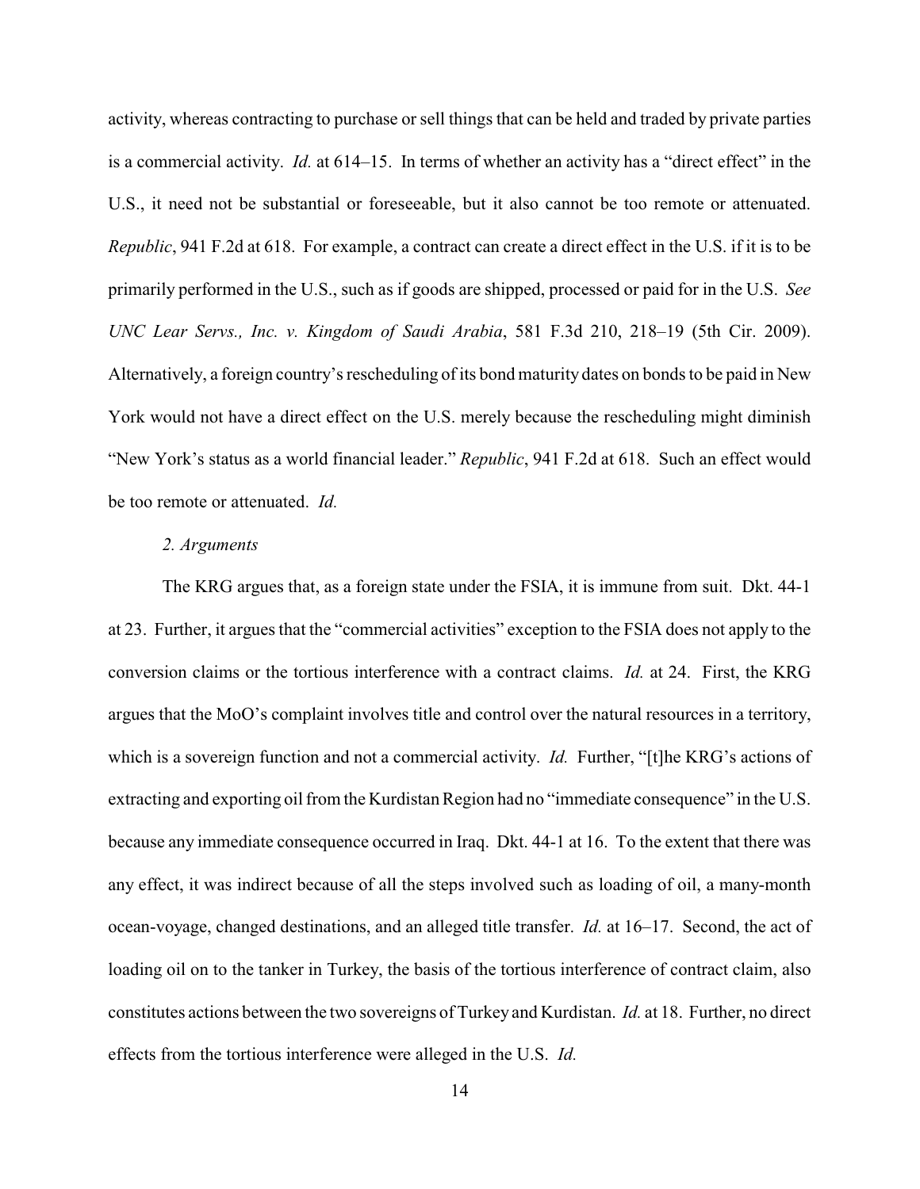activity, whereas contracting to purchase or sell things that can be held and traded by private parties is a commercial activity. *Id.* at 614–15. In terms of whether an activity has a "direct effect" in the U.S., it need not be substantial or foreseeable, but it also cannot be too remote or attenuated. *Republic*, 941 F.2d at 618. For example, a contract can create a direct effect in the U.S. if it is to be primarily performed in the U.S., such as if goods are shipped, processed or paid for in the U.S. *See UNC Lear Servs., Inc. v. Kingdom of Saudi Arabia*, 581 F.3d 210, 218–19 (5th Cir. 2009). Alternatively, a foreign country's rescheduling of its bond maturity dates on bonds to be paid in New York would not have a direct effect on the U.S. merely because the rescheduling might diminish "New York's status as a world financial leader." *Republic*, 941 F.2d at 618. Such an effect would be too remote or attenuated. *Id.*

*2. Arguments*

The KRG argues that, as a foreign state under the FSIA, it is immune from suit. Dkt. 44-1 at 23. Further, it argues that the "commercial activities" exception to the FSIA does not apply to the conversion claims or the tortious interference with a contract claims. *Id.* at 24. First, the KRG argues that the MoO's complaint involves title and control over the natural resources in a territory, which is a sovereign function and not a commercial activity. *Id.* Further, "[t]he KRG's actions of extracting and exporting oil from the Kurdistan Region had no "immediate consequence" in the U.S. because any immediate consequence occurred in Iraq. Dkt. 44-1 at 16. To the extent that there was any effect, it was indirect because of all the steps involved such as loading of oil, a many-month ocean-voyage, changed destinations, and an alleged title transfer. *Id.* at 16–17. Second, the act of loading oil on to the tanker in Turkey, the basis of the tortious interference of contract claim, also constitutes actions between the two sovereigns of Turkey and Kurdistan. *Id.* at 18. Further, no direct effects from the tortious interference were alleged in the U.S. *Id.*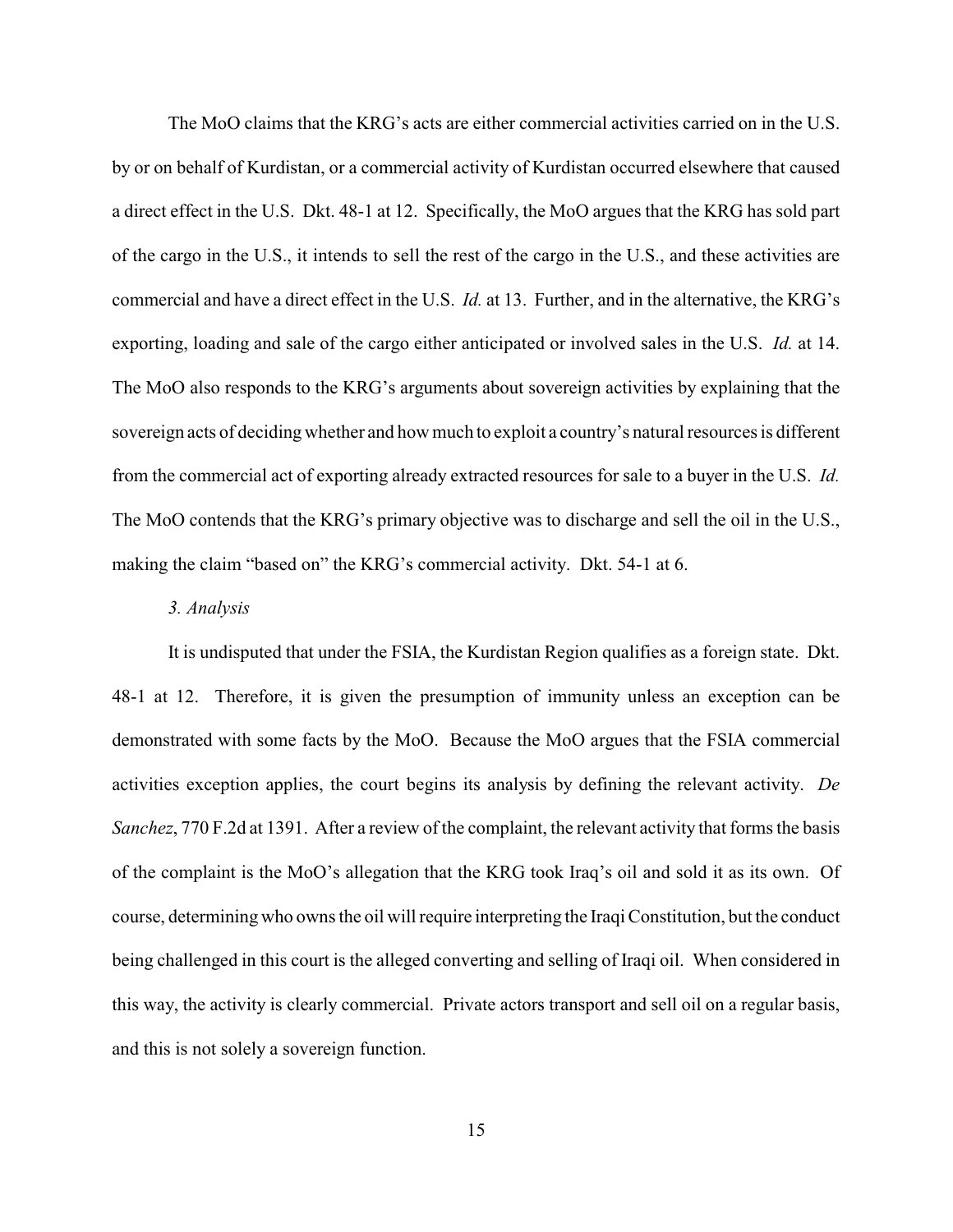The MoO claims that the KRG's acts are either commercial activities carried on in the U.S. by or on behalf of Kurdistan, or a commercial activity of Kurdistan occurred elsewhere that caused a direct effect in the U.S. Dkt. 48-1 at 12. Specifically, the MoO argues that the KRG has sold part of the cargo in the U.S., it intends to sell the rest of the cargo in the U.S., and these activities are commercial and have a direct effect in the U.S. *Id.* at 13. Further, and in the alternative, the KRG's exporting, loading and sale of the cargo either anticipated or involved sales in the U.S. *Id.* at 14. The MoO also responds to the KRG's arguments about sovereign activities by explaining that the sovereign acts of deciding whether and how much to exploit a country's natural resources is different from the commercial act of exporting already extracted resources for sale to a buyer in the U.S. *Id.* The MoO contends that the KRG's primary objective was to discharge and sell the oil in the U.S., making the claim "based on" the KRG's commercial activity. Dkt. 54-1 at 6.

*3. Analysis*

It is undisputed that under the FSIA, the Kurdistan Region qualifies as a foreign state. Dkt. 48-1 at 12. Therefore, it is given the presumption of immunity unless an exception can be demonstrated with some facts by the MoO. Because the MoO argues that the FSIA commercial activities exception applies, the court begins its analysis by defining the relevant activity. *De Sanchez*, 770 F.2d at 1391. After a review of the complaint, the relevant activity that forms the basis of the complaint is the MoO's allegation that the KRG took Iraq's oil and sold it as its own. Of course, determining who owns the oil will require interpreting the Iraqi Constitution, but the conduct being challenged in this court is the alleged converting and selling of Iraqi oil. When considered in this way, the activity is clearly commercial. Private actors transport and sell oil on a regular basis, and this is not solely a sovereign function.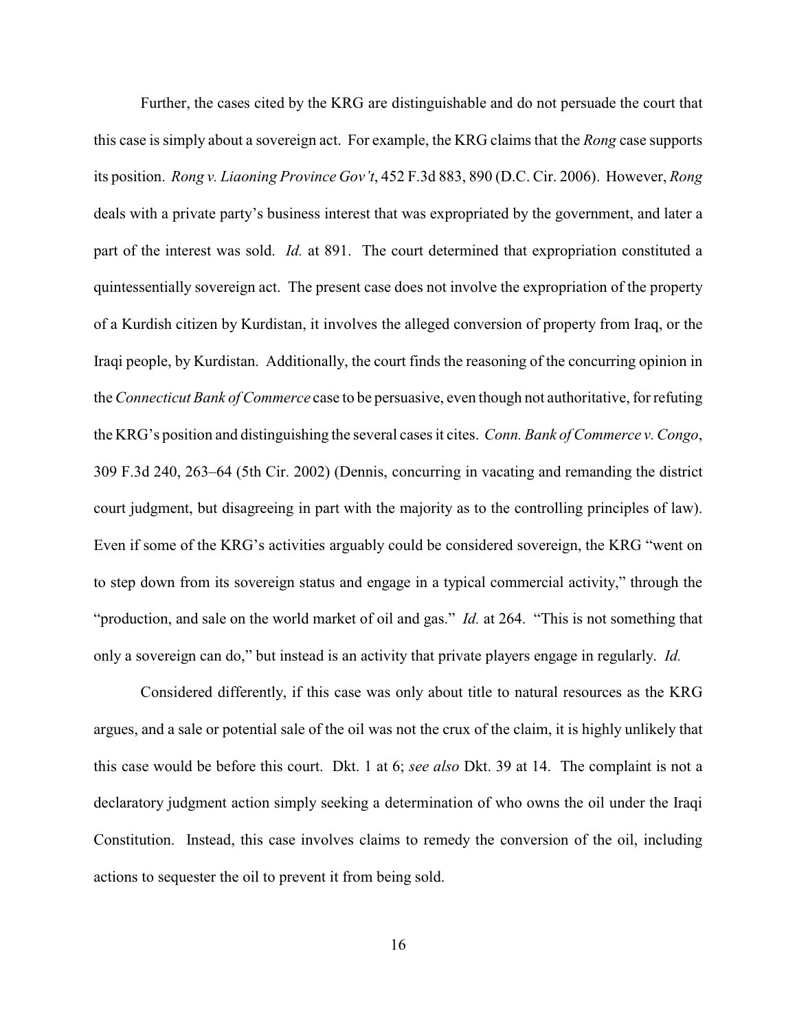Further, the cases cited by the KRG are distinguishable and do not persuade the court that this case is simply about a sovereign act. For example, the KRG claims that the *Rong* case supports its position. *Rong v. Liaoning Province Gov't*, 452 F.3d 883, 890 (D.C. Cir. 2006). However, *Rong* deals with a private party's business interest that was expropriated by the government, and later a part of the interest was sold. *Id.* at 891. The court determined that expropriation constituted a quintessentially sovereign act. The present case does not involve the expropriation of the property of a Kurdish citizen by Kurdistan, it involves the alleged conversion of property from Iraq, or the Iraqi people, by Kurdistan. Additionally, the court finds the reasoning of the concurring opinion in the *Connecticut Bank of Commerce* case to be persuasive, even though not authoritative, for refuting the KRG's position and distinguishing the several cases it cites. *Conn. Bank of Commerce v. Congo*, 309 F.3d 240, 263–64 (5th Cir. 2002) (Dennis, concurring in vacating and remanding the district court judgment, but disagreeing in part with the majority as to the controlling principles of law). Even if some of the KRG's activities arguably could be considered sovereign, the KRG "went on to step down from its sovereign status and engage in a typical commercial activity," through the "production, and sale on the world market of oil and gas." *Id.* at 264. "This is not something that only a sovereign can do," but instead is an activity that private players engage in regularly. *Id.*

Considered differently, if this case was only about title to natural resources as the KRG argues, and a sale or potential sale of the oil was not the crux of the claim, it is highly unlikely that this case would be before this court. Dkt. 1 at 6; *see also* Dkt. 39 at 14. The complaint is not a declaratory judgment action simply seeking a determination of who owns the oil under the Iraqi Constitution. Instead, this case involves claims to remedy the conversion of the oil, including actions to sequester the oil to prevent it from being sold.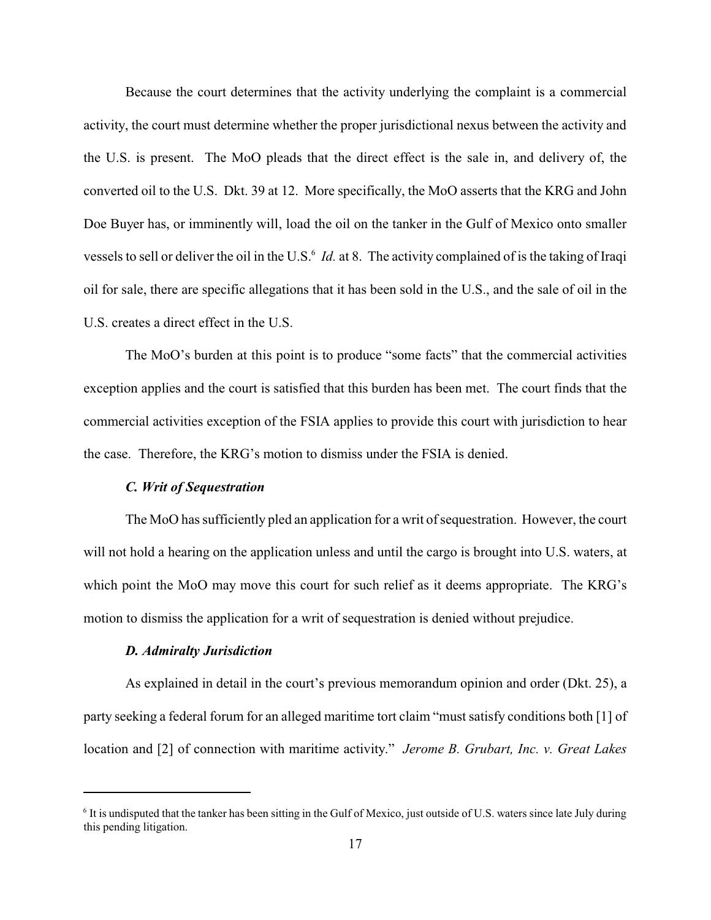Because the court determines that the activity underlying the complaint is a commercial activity, the court must determine whether the proper jurisdictional nexus between the activity and the U.S. is present. The MoO pleads that the direct effect is the sale in, and delivery of, the converted oil to the U.S. Dkt. 39 at 12. More specifically, the MoO asserts that the KRG and John Doe Buyer has, or imminently will, load the oil on the tanker in the Gulf of Mexico onto smaller vessels to sell or deliver the oil in the U.S.[6] *Id.* at 8. The activity complained of is the taking of Iraqi oil for sale, there are specific allegations that it has been sold in the U.S., and the sale of oil in the U.S. creates a direct effect in the U.S.

The MoO's burden at this point is to produce "some facts" that the commercial activities exception applies and the court is satisfied that this burden has been met. The court finds that the commercial activities exception of the FSIA applies to provide this court with jurisdiction to hear the case. Therefore, the KRG's motion to dismiss under the FSIA is denied.

### *C. Writ of Sequestration*

The MoO has sufficiently pled an application for a writ of sequestration. However, the court will not hold a hearing on the application unless and until the cargo is brought into U.S. waters, at which point the MoO may move this court for such relief as it deems appropriate. The KRG's motion to dismiss the application for a writ of sequestration is denied without prejudice.

### *D. Admiralty Jurisdiction*

As explained in detail in the court's previous memorandum opinion and order (Dkt. 25), a party seeking a federal forum for an alleged maritime tort claim "must satisfy conditions both [1] of location and [2] of connection with maritime activity." *Jerome B. Grubart, Inc. v. Great Lakes*

---

[6] It is undisputed that the tanker has been sitting in the Gulf of Mexico, just outside of U.S. waters since late July during this pending litigation.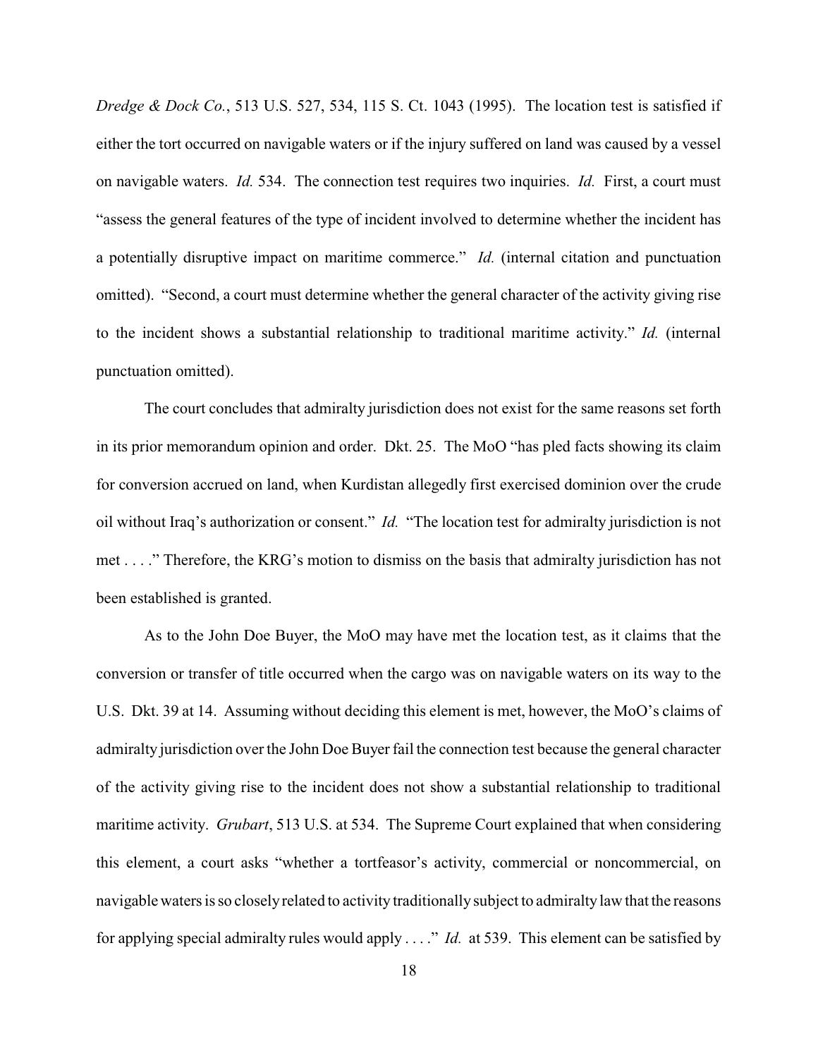*Dredge & Dock Co.*, 513 U.S. 527, 534, 115 S. Ct. 1043 (1995). The location test is satisfied if either the tort occurred on navigable waters or if the injury suffered on land was caused by a vessel on navigable waters. *Id.* 534. The connection test requires two inquiries. *Id.* First, a court must "assess the general features of the type of incident involved to determine whether the incident has a potentially disruptive impact on maritime commerce." *Id.* (internal citation and punctuation omitted). "Second, a court must determine whether the general character of the activity giving rise to the incident shows a substantial relationship to traditional maritime activity." *Id.* (internal punctuation omitted).

The court concludes that admiralty jurisdiction does not exist for the same reasons set forth in its prior memorandum opinion and order. Dkt. 25. The MoO "has pled facts showing its claim for conversion accrued on land, when Kurdistan allegedly first exercised dominion over the crude oil without Iraq's authorization or consent." *Id.* "The location test for admiralty jurisdiction is not met . . . ." Therefore, the KRG's motion to dismiss on the basis that admiralty jurisdiction has not been established is granted.

As to the John Doe Buyer, the MoO may have met the location test, as it claims that the conversion or transfer of title occurred when the cargo was on navigable waters on its way to the U.S. Dkt. 39 at 14. Assuming without deciding this element is met, however, the MoO's claims of admiralty jurisdiction over the John Doe Buyer fail the connection test because the general character of the activity giving rise to the incident does not show a substantial relationship to traditional maritime activity. *Grubart*, 513 U.S. at 534. The Supreme Court explained that when considering this element, a court asks "whether a tortfeasor's activity, commercial or noncommercial, on navigable waters is so closely related to activity traditionally subject to admiralty law that the reasons for applying special admiralty rules would apply . . . ." *Id.* at 539. This element can be satisfied by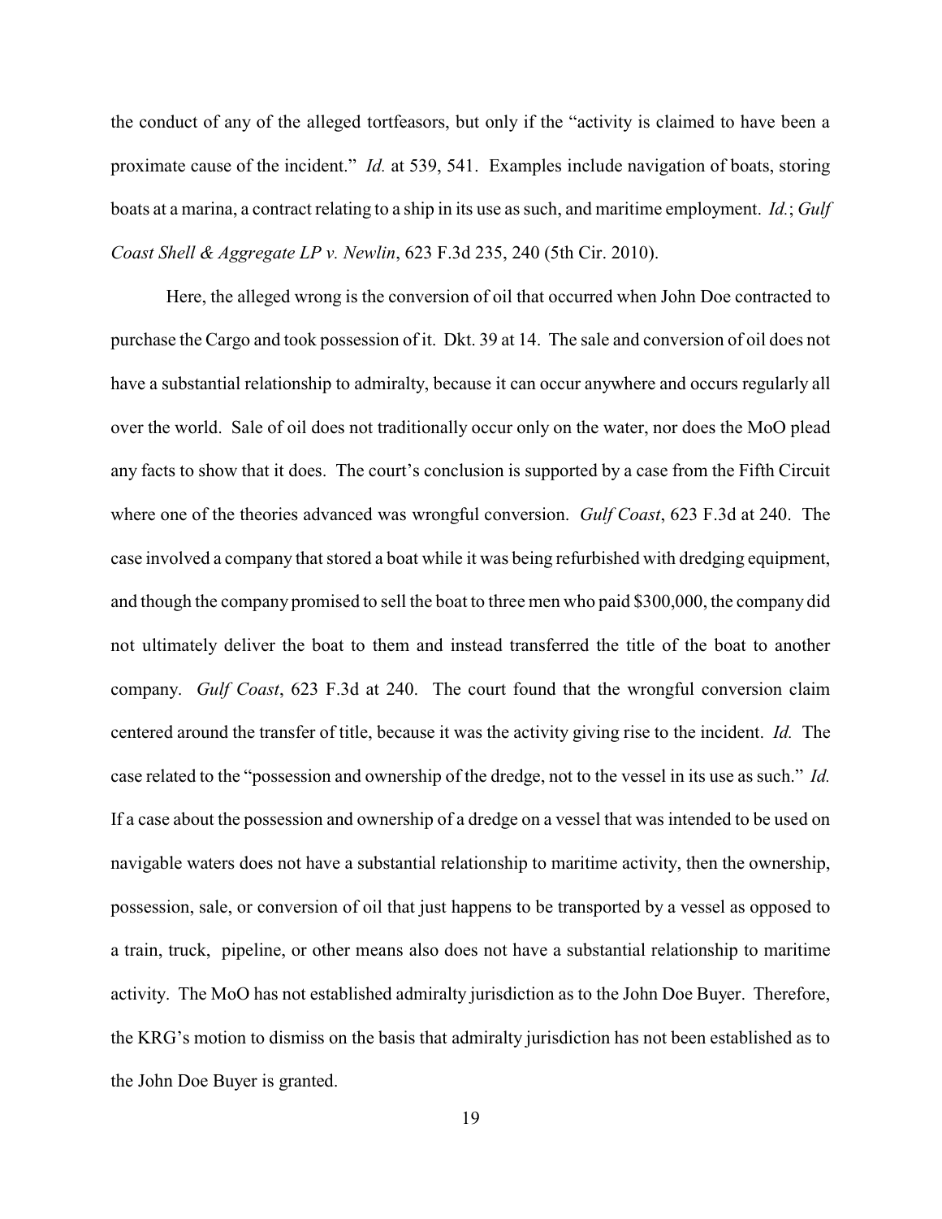the conduct of any of the alleged tortfeasors, but only if the "activity is claimed to have been a proximate cause of the incident." *Id.* at 539, 541. Examples include navigation of boats, storing boats at a marina, a contract relating to a ship in its use as such, and maritime employment. *Id.*; *Gulf Coast Shell & Aggregate LP v. Newlin*, 623 F.3d 235, 240 (5th Cir. 2010).

Here, the alleged wrong is the conversion of oil that occurred when John Doe contracted to purchase the Cargo and took possession of it. Dkt. 39 at 14. The sale and conversion of oil does not have a substantial relationship to admiralty, because it can occur anywhere and occurs regularly all over the world. Sale of oil does not traditionally occur only on the water, nor does the MoO plead any facts to show that it does. The court's conclusion is supported by a case from the Fifth Circuit where one of the theories advanced was wrongful conversion. *Gulf Coast*, 623 F.3d at 240. The case involved a company that stored a boat while it was being refurbished with dredging equipment, and though the company promised to sell the boat to three men who paid $300,000, the company did not ultimately deliver the boat to them and instead transferred the title of the boat to another company. *Gulf Coast*, 623 F.3d at 240. The court found that the wrongful conversion claim centered around the transfer of title, because it was the activity giving rise to the incident. *Id.* The case related to the "possession and ownership of the dredge, not to the vessel in its use as such." *Id.* If a case about the possession and ownership of a dredge on a vessel that was intended to be used on navigable waters does not have a substantial relationship to maritime activity, then the ownership, possession, sale, or conversion of oil that just happens to be transported by a vessel as opposed to a train, truck, pipeline, or other means also does not have a substantial relationship to maritime activity. The MoO has not established admiralty jurisdiction as to the John Doe Buyer. Therefore, the KRG's motion to dismiss on the basis that admiralty jurisdiction has not been established as to the John Doe Buyer is granted.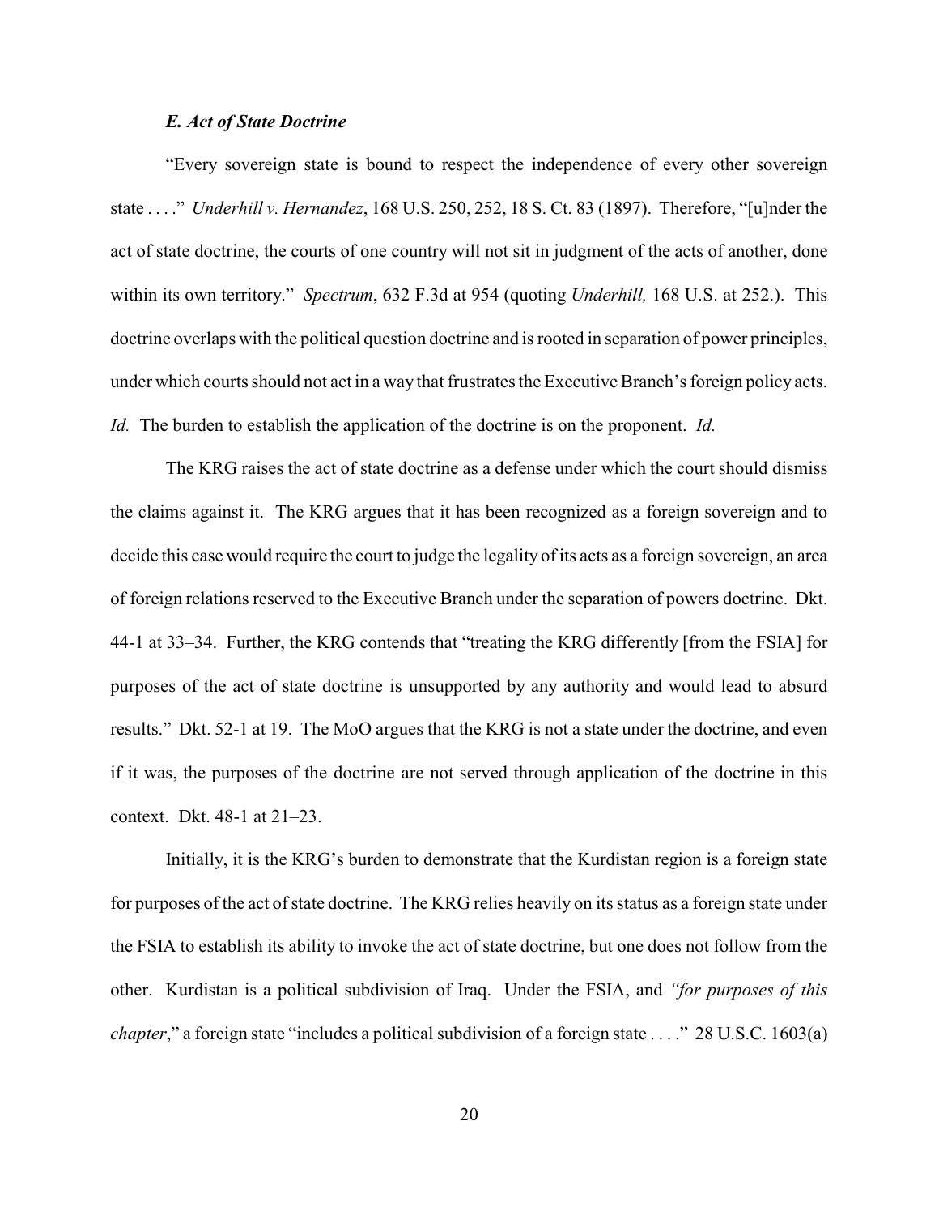### *E. Act of State Doctrine*

"Every sovereign state is bound to respect the independence of every other sovereign state . . . ." *Underhill v. Hernandez*, 168 U.S. 250, 252, 18 S. Ct. 83 (1897). Therefore, "[u]nder the act of state doctrine, the courts of one country will not sit in judgment of the acts of another, done within its own territory." *Spectrum*, 632 F.3d at 954 (quoting *Underhill,* 168 U.S. at 252.). This doctrine overlaps with the political question doctrine and is rooted in separation of power principles, under which courts should not act in a way that frustrates the Executive Branch's foreign policy acts. *Id.* The burden to establish the application of the doctrine is on the proponent. *Id.*

The KRG raises the act of state doctrine as a defense under which the court should dismiss the claims against it. The KRG argues that it has been recognized as a foreign sovereign and to decide this case would require the court to judge the legality of its acts as a foreign sovereign, an area of foreign relations reserved to the Executive Branch under the separation of powers doctrine. Dkt. 44-1 at 33–34. Further, the KRG contends that "treating the KRG differently [from the FSIA] for purposes of the act of state doctrine is unsupported by any authority and would lead to absurd results." Dkt. 52-1 at 19. The MoO argues that the KRG is not a state under the doctrine, and even if it was, the purposes of the doctrine are not served through application of the doctrine in this context. Dkt. 48-1 at 21–23.

Initially, it is the KRG's burden to demonstrate that the Kurdistan region is a foreign state for purposes of the act of state doctrine. The KRG relies heavily on its status as a foreign state under the FSIA to establish its ability to invoke the act of state doctrine, but one does not follow from the other. Kurdistan is a political subdivision of Iraq. Under the FSIA, and *"for purposes of this chapter*," a foreign state "includes a political subdivision of a foreign state . . . ." 28 U.S.C. 1603(a)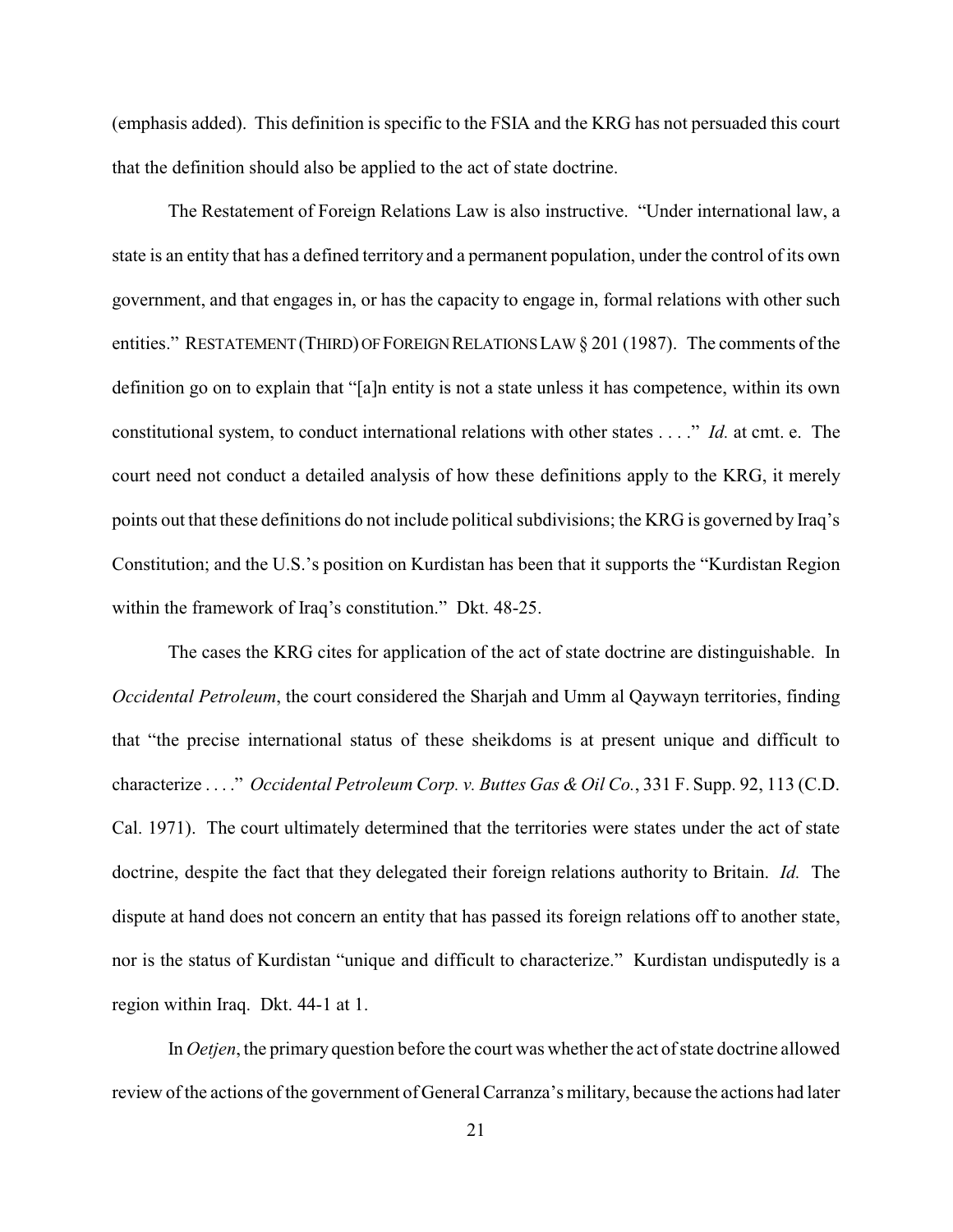(emphasis added). This definition is specific to the FSIA and the KRG has not persuaded this court that the definition should also be applied to the act of state doctrine.

The Restatement of Foreign Relations Law is also instructive. "Under international law, a state is an entity that has a defined territory and a permanent population, under the control of its own government, and that engages in, or has the capacity to engage in, formal relations with other such entities." RESTATEMENT (THIRD) OF FOREIGN RELATIONS LAW § 201 (1987). The comments of the definition go on to explain that "[a]n entity is not a state unless it has competence, within its own constitutional system, to conduct international relations with other states . . . ." *Id.* at cmt. e. The court need not conduct a detailed analysis of how these definitions apply to the KRG, it merely points out that these definitions do not include political subdivisions; the KRG is governed by Iraq's Constitution; and the U.S.'s position on Kurdistan has been that it supports the "Kurdistan Region within the framework of Iraq's constitution." Dkt. 48-25.

The cases the KRG cites for application of the act of state doctrine are distinguishable. In *Occidental Petroleum*, the court considered the Sharjah and Umm al Qaywayn territories, finding that "the precise international status of these sheikdoms is at present unique and difficult to characterize . . . ." *Occidental Petroleum Corp. v. Buttes Gas & Oil Co.*, 331 F. Supp. 92, 113 (C.D. Cal. 1971). The court ultimately determined that the territories were states under the act of state doctrine, despite the fact that they delegated their foreign relations authority to Britain. *Id.* The dispute at hand does not concern an entity that has passed its foreign relations off to another state, nor is the status of Kurdistan "unique and difficult to characterize." Kurdistan undisputedly is a region within Iraq. Dkt. 44-1 at 1.

In *Oetjen*, the primary question before the court was whether the act of state doctrine allowed review of the actions of the government of General Carranza's military, because the actions had later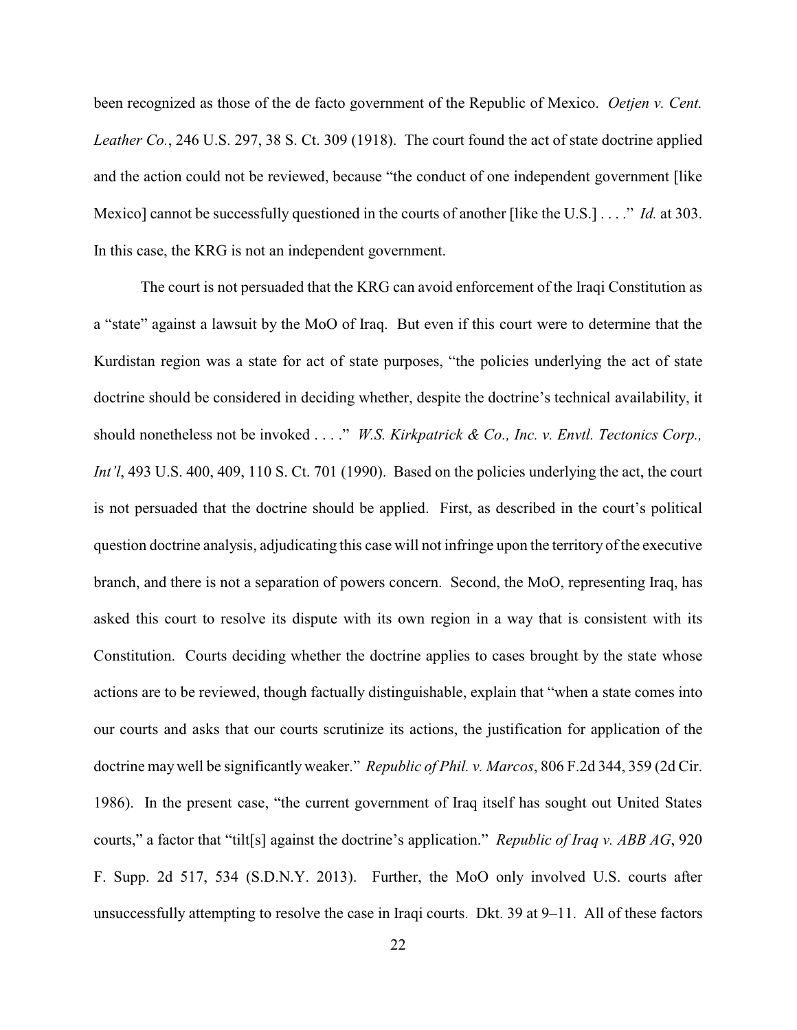been recognized as those of the de facto government of the Republic of Mexico. *Oetjen v. Cent. Leather Co.*, 246 U.S. 297, 38 S. Ct. 309 (1918). The court found the act of state doctrine applied and the action could not be reviewed, because "the conduct of one independent government [like Mexico] cannot be successfully questioned in the courts of another [like the U.S.] . . . ." *Id.* at 303. In this case, the KRG is not an independent government.

The court is not persuaded that the KRG can avoid enforcement of the Iraqi Constitution as a "state" against a lawsuit by the MoO of Iraq. But even if this court were to determine that the Kurdistan region was a state for act of state purposes, "the policies underlying the act of state doctrine should be considered in deciding whether, despite the doctrine's technical availability, it should nonetheless not be invoked . . . ." *W.S. Kirkpatrick & Co., Inc. v. Envtl. Tectonics Corp., Int'l*, 493 U.S. 400, 409, 110 S. Ct. 701 (1990). Based on the policies underlying the act, the court is not persuaded that the doctrine should be applied. First, as described in the court's political question doctrine analysis, adjudicating this case will not infringe upon the territory of the executive branch, and there is not a separation of powers concern. Second, the MoO, representing Iraq, has asked this court to resolve its dispute with its own region in a way that is consistent with its Constitution. Courts deciding whether the doctrine applies to cases brought by the state whose actions are to be reviewed, though factually distinguishable, explain that "when a state comes into our courts and asks that our courts scrutinize its actions, the justification for application of the doctrine may well be significantly weaker." *Republic of Phil. v. Marcos*, 806 F.2d 344, 359 (2d Cir. 1986). In the present case, "the current government of Iraq itself has sought out United States courts," a factor that "tilt[s] against the doctrine's application." *Republic of Iraq v. ABB AG*, 920 F. Supp. 2d 517, 534 (S.D.N.Y. 2013). Further, the MoO only involved U.S. courts after unsuccessfully attempting to resolve the case in Iraqi courts. Dkt. 39 at 9–11. All of these factors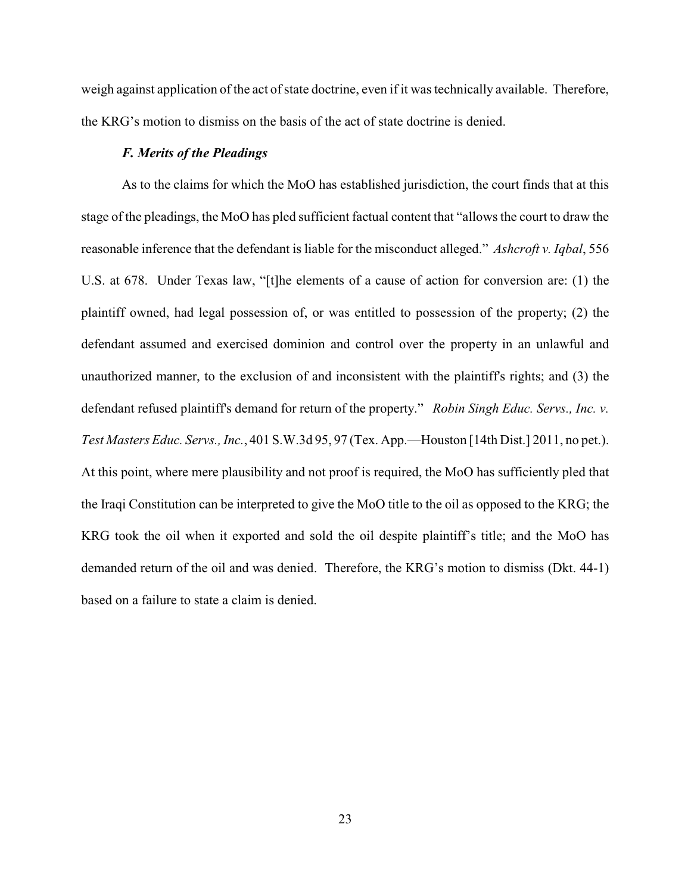weigh against application of the act of state doctrine, even if it was technically available. Therefore, the KRG's motion to dismiss on the basis of the act of state doctrine is denied.

### *F. Merits of the Pleadings*

As to the claims for which the MoO has established jurisdiction, the court finds that at this stage of the pleadings, the MoO has pled sufficient factual content that "allows the court to draw the reasonable inference that the defendant is liable for the misconduct alleged." *Ashcroft v. Iqbal*, 556 U.S. at 678. Under Texas law, "[t]he elements of a cause of action for conversion are: (1) the plaintiff owned, had legal possession of, or was entitled to possession of the property; (2) the defendant assumed and exercised dominion and control over the property in an unlawful and unauthorized manner, to the exclusion of and inconsistent with the plaintiff's rights; and (3) the defendant refused plaintiff's demand for return of the property." *Robin Singh Educ. Servs., Inc. v. Test Masters Educ. Servs., Inc.*, 401 S.W.3d 95, 97 (Tex. App.—Houston [14th Dist.] 2011, no pet.). At this point, where mere plausibility and not proof is required, the MoO has sufficiently pled that the Iraqi Constitution can be interpreted to give the MoO title to the oil as opposed to the KRG; the KRG took the oil when it exported and sold the oil despite plaintiff's title; and the MoO has demanded return of the oil and was denied. Therefore, the KRG's motion to dismiss (Dkt. 44-1) based on a failure to state a claim is denied.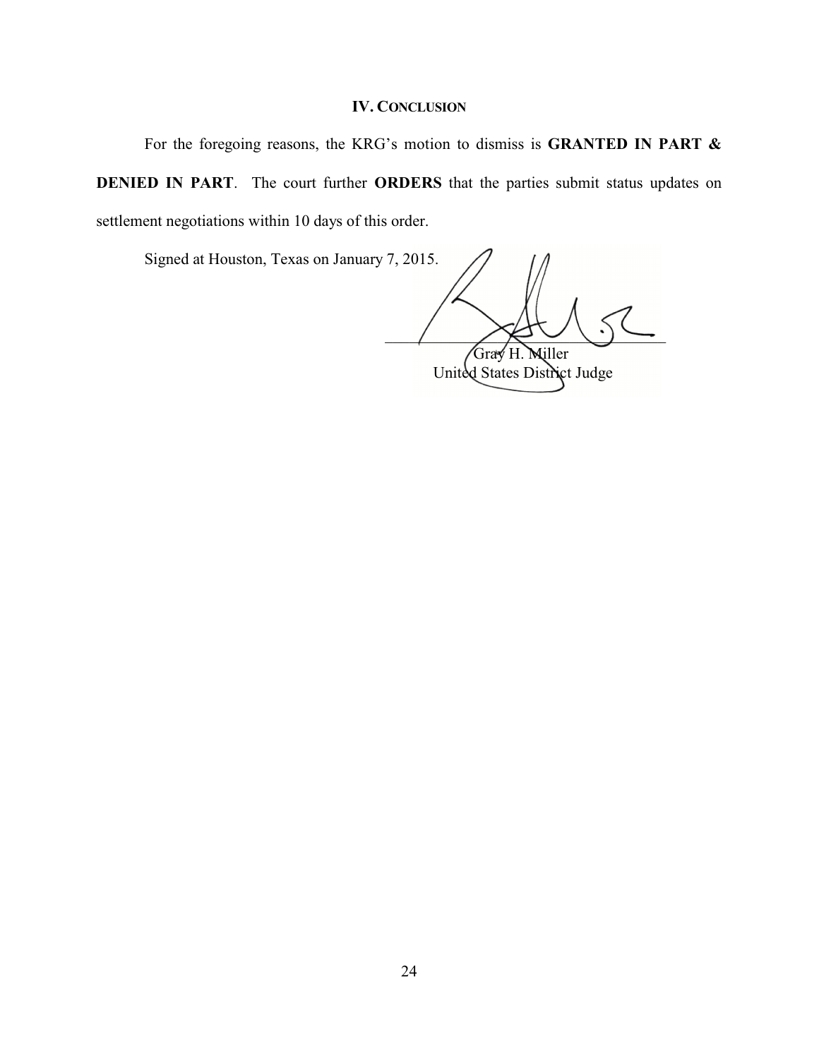### IV. CONCLUSION

For the foregoing reasons, the KRG's motion to dismiss is **GRANTED IN PART & DENIED IN PART**. The court further **ORDERS** that the parties submit status updates on settlement negotiations within 10 days of this order.

Signed at Houston, Texas on January 7, 2015.

Gray H. Miller
United States District Judge